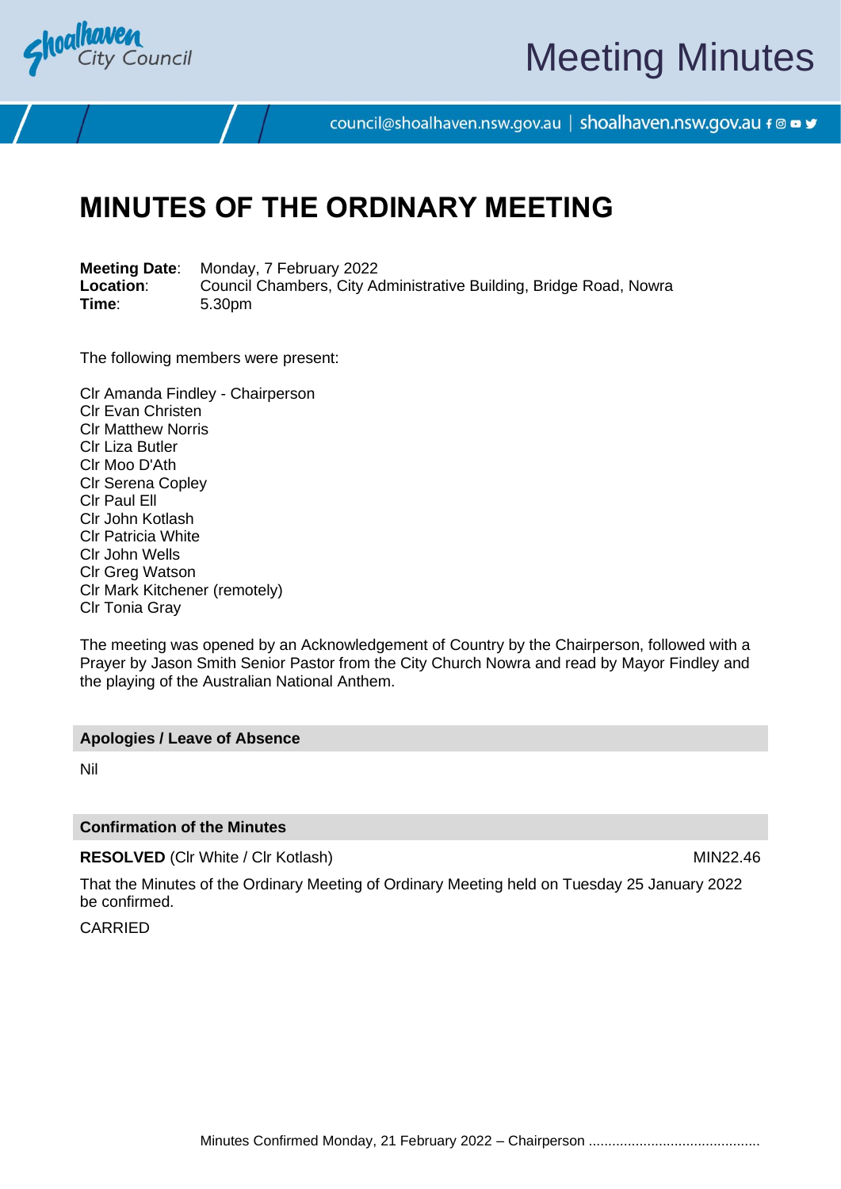# MINUTES OF THE ORDINARY MEETING

**Meeting Date**: Monday, 7 February 2022
**Location**: Council Chambers, City Administrative Building, Bridge Road, Nowra
**Time**: 5.30pm

The following members were present:

Clr Amanda Findley - Chairperson
Clr Evan Christen
Clr Matthew Norris
Clr Liza Butler
Clr Moo D'Ath
Clr Serena Copley
Clr Paul Ell
Clr John Kotlash
Clr Patricia White
Clr John Wells
Clr Greg Watson
Clr Mark Kitchener (remotely)
Clr Tonia Gray

The meeting was opened by an Acknowledgement of Country by the Chairperson, followed with a Prayer by Jason Smith Senior Pastor from the City Church Nowra and read by Mayor Findley and the playing of the Australian National Anthem.

## Apologies / Leave of Absence

Nil

## Confirmation of the Minutes

**RESOLVED** (Clr White / Clr Kotlash) MIN22.46

That the Minutes of the Ordinary Meeting of Ordinary Meeting held on Tuesday 25 January 2022 be confirmed.

CARRIED

Minutes Confirmed Monday, 21 February 2022 – Chairperson ...........................................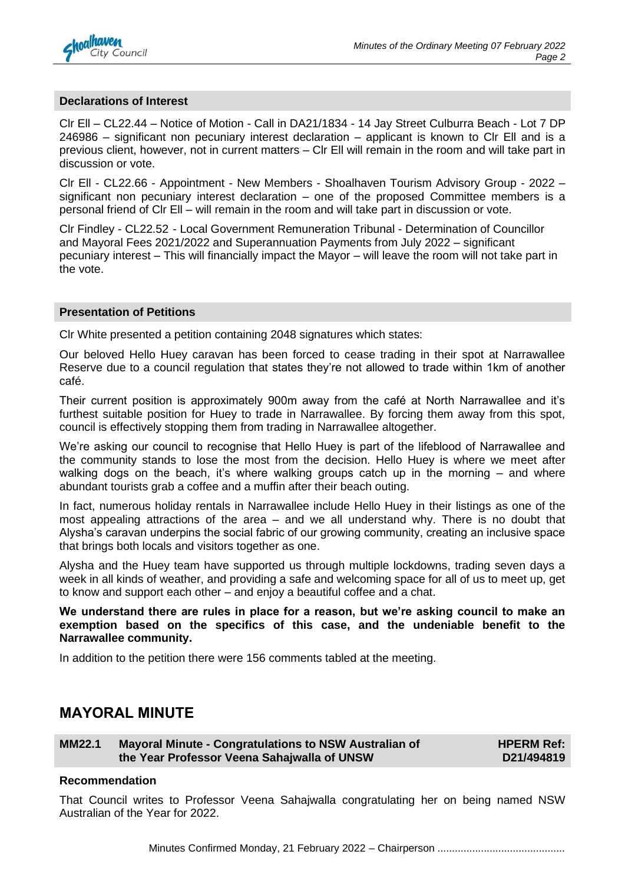## Declarations of Interest

Clr Ell – CL22.44 – Notice of Motion - Call in DA21/1834 - 14 Jay Street Culburra Beach - Lot 7 DP 246986 – significant non pecuniary interest declaration – applicant is known to Clr Ell and is a previous client, however, not in current matters – Clr Ell will remain in the room and will take part in discussion or vote.

Clr Ell - CL22.66 - Appointment - New Members - Shoalhaven Tourism Advisory Group - 2022 – significant non pecuniary interest declaration – one of the proposed Committee members is a personal friend of Clr Ell – will remain in the room and will take part in discussion or vote.

Clr Findley - CL22.52 - Local Government Remuneration Tribunal - Determination of Councillor and Mayoral Fees 2021/2022 and Superannuation Payments from July 2022 – significant pecuniary interest – This will financially impact the Mayor – will leave the room will not take part in the vote.

## Presentation of Petitions

Clr White presented a petition containing 2048 signatures which states:

Our beloved Hello Huey caravan has been forced to cease trading in their spot at Narrawallee Reserve due to a council regulation that states they're not allowed to trade within 1km of another café.

Their current position is approximately 900m away from the café at North Narrawallee and it's furthest suitable position for Huey to trade in Narrawallee. By forcing them away from this spot, council is effectively stopping them from trading in Narrawallee altogether.

We're asking our council to recognise that Hello Huey is part of the lifeblood of Narrawallee and the community stands to lose the most from the decision. Hello Huey is where we meet after walking dogs on the beach, it's where walking groups catch up in the morning – and where abundant tourists grab a coffee and a muffin after their beach outing.

In fact, numerous holiday rentals in Narrawallee include Hello Huey in their listings as one of the most appealing attractions of the area – and we all understand why. There is no doubt that Alysha's caravan underpins the social fabric of our growing community, creating an inclusive space that brings both locals and visitors together as one.

Alysha and the Huey team have supported us through multiple lockdowns, trading seven days a week in all kinds of weather, and providing a safe and welcoming space for all of us to meet up, get to know and support each other – and enjoy a beautiful coffee and a chat.

**We understand there are rules in place for a reason, but we're asking council to make an exemption based on the specifics of this case, and the undeniable benefit to the Narrawallee community.**

In addition to the petition there were 156 comments tabled at the meeting.

# MAYORAL MINUTE

## MM22.1 Mayoral Minute - Congratulations to NSW Australian of the Year Professor Veena Sahajwalla of UNSW — HPERM Ref: D21/494819

**Recommendation**

That Council writes to Professor Veena Sahajwalla congratulating her on being named NSW Australian of the Year for 2022.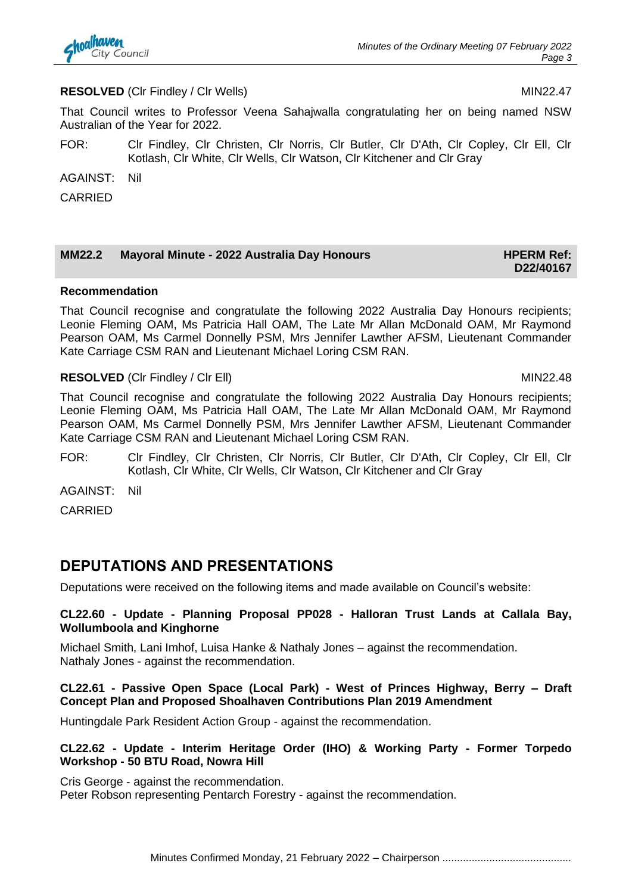**RESOLVED** (Clr Findley / Clr Wells) MIN22.47

That Council writes to Professor Veena Sahajwalla congratulating her on being named NSW Australian of the Year for 2022.

FOR: Clr Findley, Clr Christen, Clr Norris, Clr Butler, Clr D'Ath, Clr Copley, Clr Ell, Clr Kotlash, Clr White, Clr Wells, Clr Watson, Clr Kitchener and Clr Gray

AGAINST: Nil

CARRIED

### MM22.2 Mayoral Minute - 2022 Australia Day Honours

**HPERM Ref: D22/40167**

**Recommendation**

That Council recognise and congratulate the following 2022 Australia Day Honours recipients; Leonie Fleming OAM, Ms Patricia Hall OAM, The Late Mr Allan McDonald OAM, Mr Raymond Pearson OAM, Ms Carmel Donnelly PSM, Mrs Jennifer Lawther AFSM, Lieutenant Commander Kate Carriage CSM RAN and Lieutenant Michael Loring CSM RAN.

**RESOLVED** (Clr Findley / Clr Ell) MIN22.48

That Council recognise and congratulate the following 2022 Australia Day Honours recipients; Leonie Fleming OAM, Ms Patricia Hall OAM, The Late Mr Allan McDonald OAM, Mr Raymond Pearson OAM, Ms Carmel Donnelly PSM, Mrs Jennifer Lawther AFSM, Lieutenant Commander Kate Carriage CSM RAN and Lieutenant Michael Loring CSM RAN.

FOR: Clr Findley, Clr Christen, Clr Norris, Clr Butler, Clr D'Ath, Clr Copley, Clr Ell, Clr Kotlash, Clr White, Clr Wells, Clr Watson, Clr Kitchener and Clr Gray

AGAINST: Nil

CARRIED

## DEPUTATIONS AND PRESENTATIONS

Deputations were received on the following items and made available on Council's website:

**CL22.60 - Update - Planning Proposal PP028 - Halloran Trust Lands at Callala Bay, Wollumboola and Kinghorne**

Michael Smith, Lani Imhof, Luisa Hanke & Nathaly Jones – against the recommendation.
Nathaly Jones - against the recommendation.

**CL22.61 - Passive Open Space (Local Park) - West of Princes Highway, Berry – Draft Concept Plan and Proposed Shoalhaven Contributions Plan 2019 Amendment**

Huntingdale Park Resident Action Group - against the recommendation.

**CL22.62 - Update - Interim Heritage Order (IHO) & Working Party - Former Torpedo Workshop - 50 BTU Road, Nowra Hill**

Cris George - against the recommendation.
Peter Robson representing Pentarch Forestry - against the recommendation.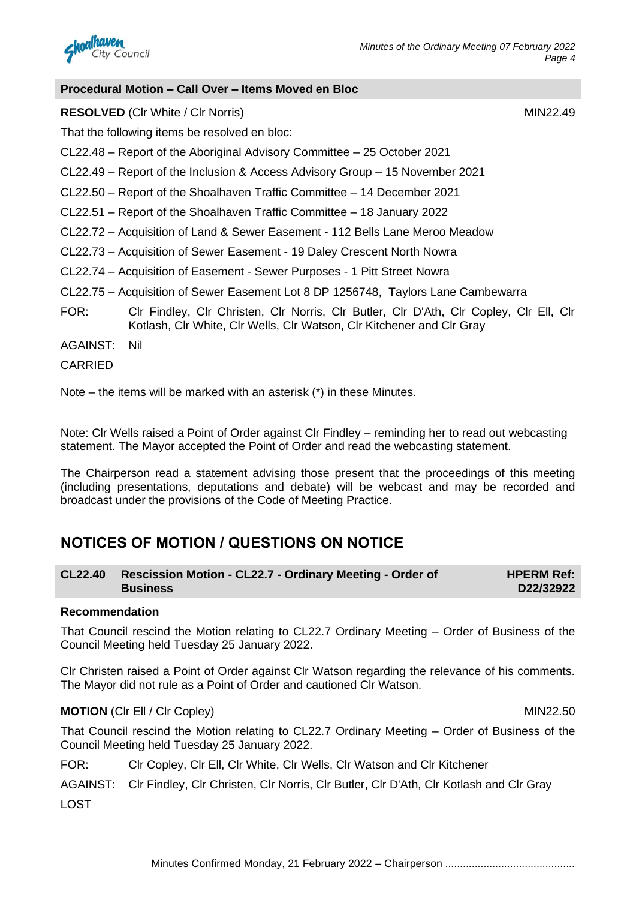**Procedural Motion – Call Over – Items Moved en Bloc**

**RESOLVED** (Clr White / Clr Norris) MIN22.49

That the following items be resolved en bloc:

CL22.48 – Report of the Aboriginal Advisory Committee – 25 October 2021

CL22.49 – Report of the Inclusion & Access Advisory Group – 15 November 2021

CL22.50 – Report of the Shoalhaven Traffic Committee – 14 December 2021

CL22.51 – Report of the Shoalhaven Traffic Committee – 18 January 2022

CL22.72 – Acquisition of Land & Sewer Easement - 112 Bells Lane Meroo Meadow

CL22.73 – Acquisition of Sewer Easement - 19 Daley Crescent North Nowra

CL22.74 – Acquisition of Easement - Sewer Purposes - 1 Pitt Street Nowra

CL22.75 – Acquisition of Sewer Easement Lot 8 DP 1256748, Taylors Lane Cambewarra

FOR: Clr Findley, Clr Christen, Clr Norris, Clr Butler, Clr D'Ath, Clr Copley, Clr Ell, Clr Kotlash, Clr White, Clr Wells, Clr Watson, Clr Kitchener and Clr Gray

AGAINST: Nil

CARRIED

Note – the items will be marked with an asterisk (*) in these Minutes.

Note: Clr Wells raised a Point of Order against Clr Findley – reminding her to read out webcasting statement. The Mayor accepted the Point of Order and read the webcasting statement.

The Chairperson read a statement advising those present that the proceedings of this meeting (including presentations, deputations and debate) will be webcast and may be recorded and broadcast under the provisions of the Code of Meeting Practice.

## NOTICES OF MOTION / QUESTIONS ON NOTICE

### CL22.40 Rescission Motion - CL22.7 - Ordinary Meeting - Order of Business

**HPERM Ref: D22/32922**

**Recommendation**

That Council rescind the Motion relating to CL22.7 Ordinary Meeting – Order of Business of the Council Meeting held Tuesday 25 January 2022.

Clr Christen raised a Point of Order against Clr Watson regarding the relevance of his comments. The Mayor did not rule as a Point of Order and cautioned Clr Watson.

**MOTION** (Clr Ell / Clr Copley) MIN22.50

That Council rescind the Motion relating to CL22.7 Ordinary Meeting – Order of Business of the Council Meeting held Tuesday 25 January 2022.

FOR: Clr Copley, Clr Ell, Clr White, Clr Wells, Clr Watson and Clr Kitchener

AGAINST: Clr Findley, Clr Christen, Clr Norris, Clr Butler, Clr D'Ath, Clr Kotlash and Clr Gray

LOST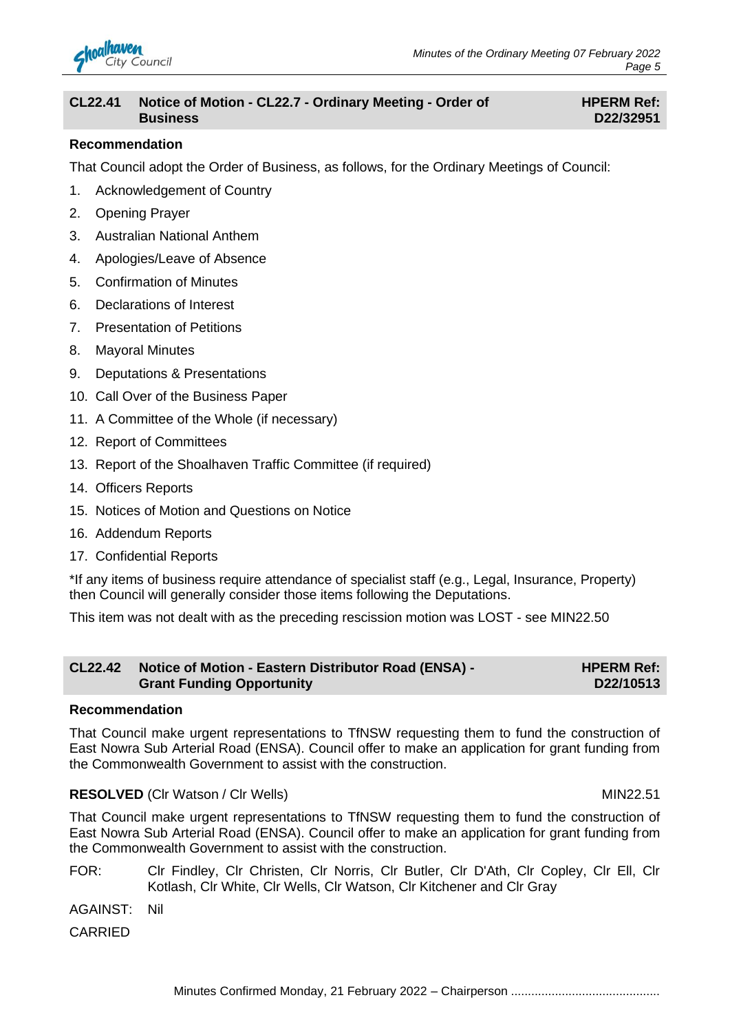## CL22.41 Notice of Motion - CL22.7 - Ordinary Meeting - Order of Business

**HPERM Ref: D22/32951**

**Recommendation**

That Council adopt the Order of Business, as follows, for the Ordinary Meetings of Council:

1. Acknowledgement of Country
2. Opening Prayer
3. Australian National Anthem
4. Apologies/Leave of Absence
5. Confirmation of Minutes
6. Declarations of Interest
7. Presentation of Petitions
8. Mayoral Minutes
9. Deputations & Presentations
10. Call Over of the Business Paper
11. A Committee of the Whole (if necessary)
12. Report of Committees
13. Report of the Shoalhaven Traffic Committee (if required)
14. Officers Reports
15. Notices of Motion and Questions on Notice
16. Addendum Reports
17. Confidential Reports

*If any items of business require attendance of specialist staff (e.g., Legal, Insurance, Property) then Council will generally consider those items following the Deputations.

This item was not dealt with as the preceding rescission motion was LOST - see MIN22.50

## CL22.42 Notice of Motion - Eastern Distributor Road (ENSA) - Grant Funding Opportunity

**HPERM Ref: D22/10513**

**Recommendation**

That Council make urgent representations to TfNSW requesting them to fund the construction of East Nowra Sub Arterial Road (ENSA). Council offer to make an application for grant funding from the Commonwealth Government to assist with the construction.

**RESOLVED** (Clr Watson / Clr Wells) MIN22.51

That Council make urgent representations to TfNSW requesting them to fund the construction of East Nowra Sub Arterial Road (ENSA). Council offer to make an application for grant funding from the Commonwealth Government to assist with the construction.

FOR: Clr Findley, Clr Christen, Clr Norris, Clr Butler, Clr D'Ath, Clr Copley, Clr Ell, Clr Kotlash, Clr White, Clr Wells, Clr Watson, Clr Kitchener and Clr Gray

AGAINST: Nil

CARRIED

Minutes Confirmed Monday, 21 February 2022 – Chairperson ............................................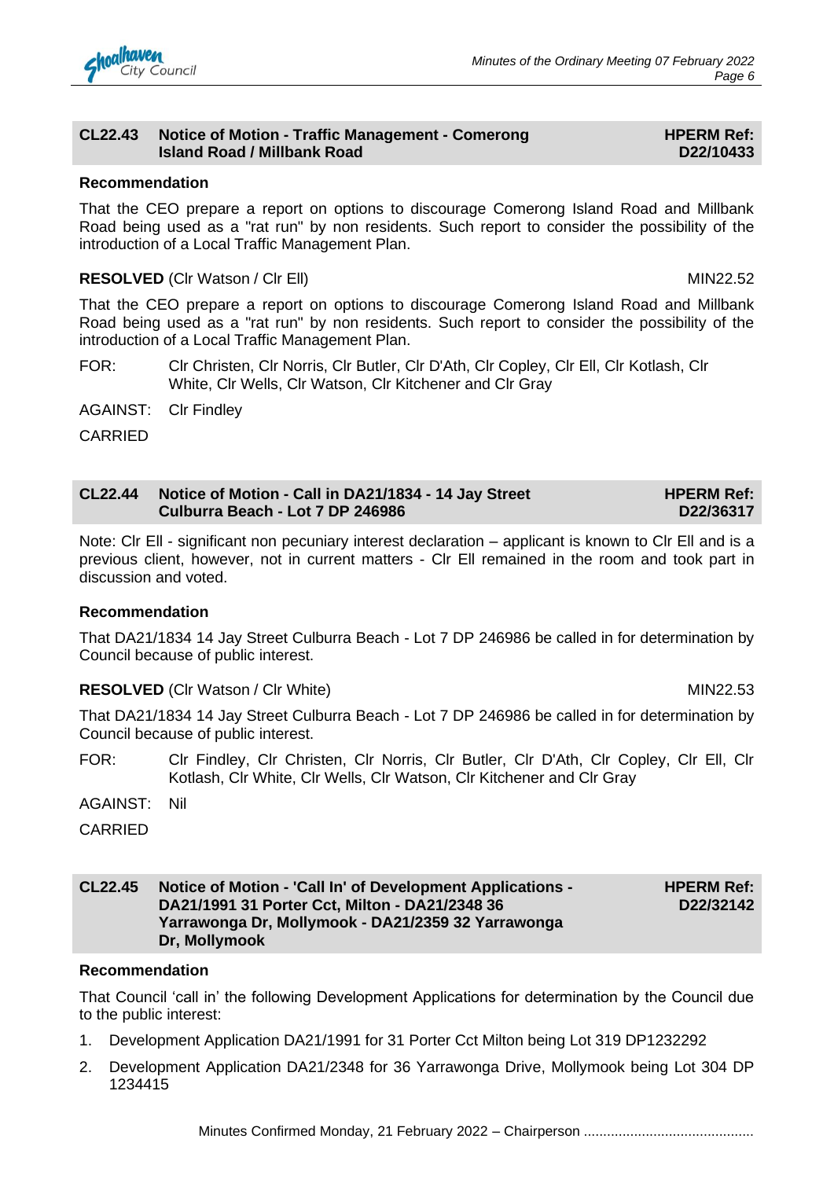## CL22.43 Notice of Motion - Traffic Management - Comerong Island Road / Millbank Road

**HPERM Ref: D22/10433**

**Recommendation**

That the CEO prepare a report on options to discourage Comerong Island Road and Millbank Road being used as a "rat run" by non residents. Such report to consider the possibility of the introduction of a Local Traffic Management Plan.

**RESOLVED** (Clr Watson / Clr Ell) MIN22.52

That the CEO prepare a report on options to discourage Comerong Island Road and Millbank Road being used as a "rat run" by non residents. Such report to consider the possibility of the introduction of a Local Traffic Management Plan.

FOR: Clr Christen, Clr Norris, Clr Butler, Clr D'Ath, Clr Copley, Clr Ell, Clr Kotlash, Clr White, Clr Wells, Clr Watson, Clr Kitchener and Clr Gray

AGAINST: Clr Findley

CARRIED

## CL22.44 Notice of Motion - Call in DA21/1834 - 14 Jay Street Culburra Beach - Lot 7 DP 246986

**HPERM Ref: D22/36317**

Note: Clr Ell - significant non pecuniary interest declaration – applicant is known to Clr Ell and is a previous client, however, not in current matters - Clr Ell remained in the room and took part in discussion and voted.

**Recommendation**

That DA21/1834 14 Jay Street Culburra Beach - Lot 7 DP 246986 be called in for determination by Council because of public interest.

**RESOLVED** (Clr Watson / Clr White) MIN22.53

That DA21/1834 14 Jay Street Culburra Beach - Lot 7 DP 246986 be called in for determination by Council because of public interest.

FOR: Clr Findley, Clr Christen, Clr Norris, Clr Butler, Clr D'Ath, Clr Copley, Clr Ell, Clr Kotlash, Clr White, Clr Wells, Clr Watson, Clr Kitchener and Clr Gray

AGAINST: Nil

CARRIED

## CL22.45 Notice of Motion - 'Call In' of Development Applications - DA21/1991 31 Porter Cct, Milton - DA21/2348 36 Yarrawonga Dr, Mollymook - DA21/2359 32 Yarrawonga Dr, Mollymook

**HPERM Ref: D22/32142**

**Recommendation**

That Council 'call in' the following Development Applications for determination by the Council due to the public interest:

1. Development Application DA21/1991 for 31 Porter Cct Milton being Lot 319 DP1232292
2. Development Application DA21/2348 for 36 Yarrawonga Drive, Mollymook being Lot 304 DP 1234415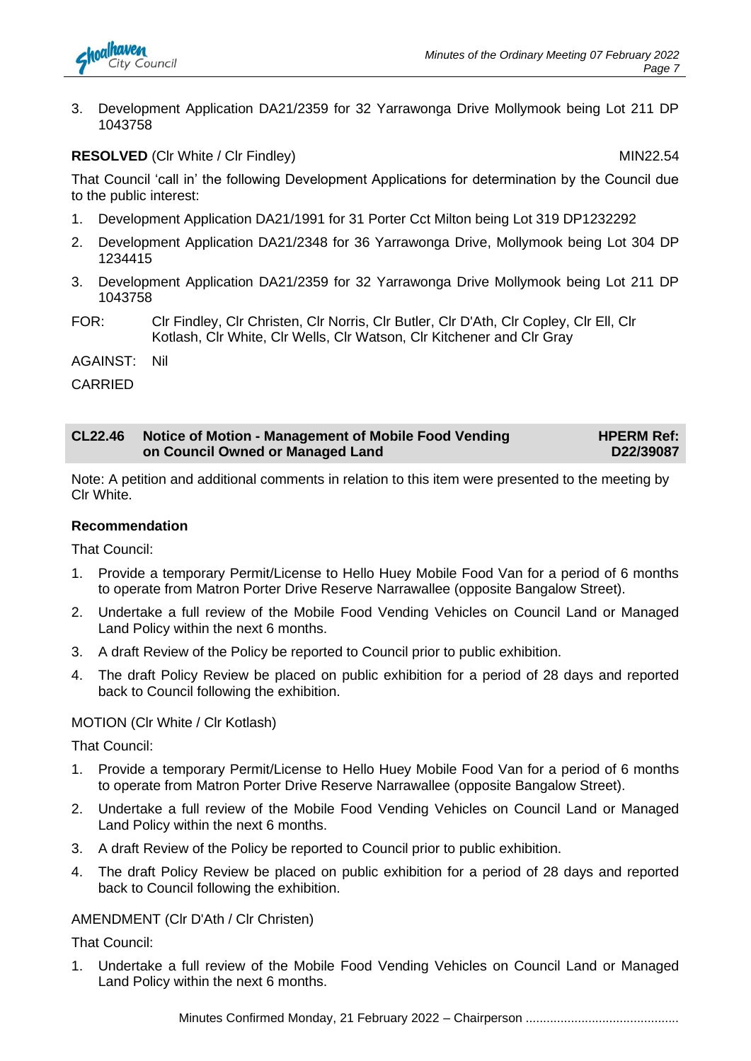3. Development Application DA21/2359 for 32 Yarrawonga Drive Mollymook being Lot 211 DP 1043758

**RESOLVED** (Clr White / Clr Findley) MIN22.54

That Council 'call in' the following Development Applications for determination by the Council due to the public interest:

1. Development Application DA21/1991 for 31 Porter Cct Milton being Lot 319 DP1232292
2. Development Application DA21/2348 for 36 Yarrawonga Drive, Mollymook being Lot 304 DP 1234415
3. Development Application DA21/2359 for 32 Yarrawonga Drive Mollymook being Lot 211 DP 1043758

FOR: Clr Findley, Clr Christen, Clr Norris, Clr Butler, Clr D'Ath, Clr Copley, Clr Ell, Clr Kotlash, Clr White, Clr Wells, Clr Watson, Clr Kitchener and Clr Gray

AGAINST: Nil

CARRIED

## CL22.46 Notice of Motion - Management of Mobile Food Vending on Council Owned or Managed Land — HPERM Ref: D22/39087

Note: A petition and additional comments in relation to this item were presented to the meeting by Clr White.

**Recommendation**

That Council:

1. Provide a temporary Permit/License to Hello Huey Mobile Food Van for a period of 6 months to operate from Matron Porter Drive Reserve Narrawallee (opposite Bangalow Street).
2. Undertake a full review of the Mobile Food Vending Vehicles on Council Land or Managed Land Policy within the next 6 months.
3. A draft Review of the Policy be reported to Council prior to public exhibition.
4. The draft Policy Review be placed on public exhibition for a period of 28 days and reported back to Council following the exhibition.

MOTION (Clr White / Clr Kotlash)

That Council:

1. Provide a temporary Permit/License to Hello Huey Mobile Food Van for a period of 6 months to operate from Matron Porter Drive Reserve Narrawallee (opposite Bangalow Street).
2. Undertake a full review of the Mobile Food Vending Vehicles on Council Land or Managed Land Policy within the next 6 months.
3. A draft Review of the Policy be reported to Council prior to public exhibition.
4. The draft Policy Review be placed on public exhibition for a period of 28 days and reported back to Council following the exhibition.

AMENDMENT (Clr D'Ath / Clr Christen)

That Council:

1. Undertake a full review of the Mobile Food Vending Vehicles on Council Land or Managed Land Policy within the next 6 months.

Minutes Confirmed Monday, 21 February 2022 – Chairperson ............................................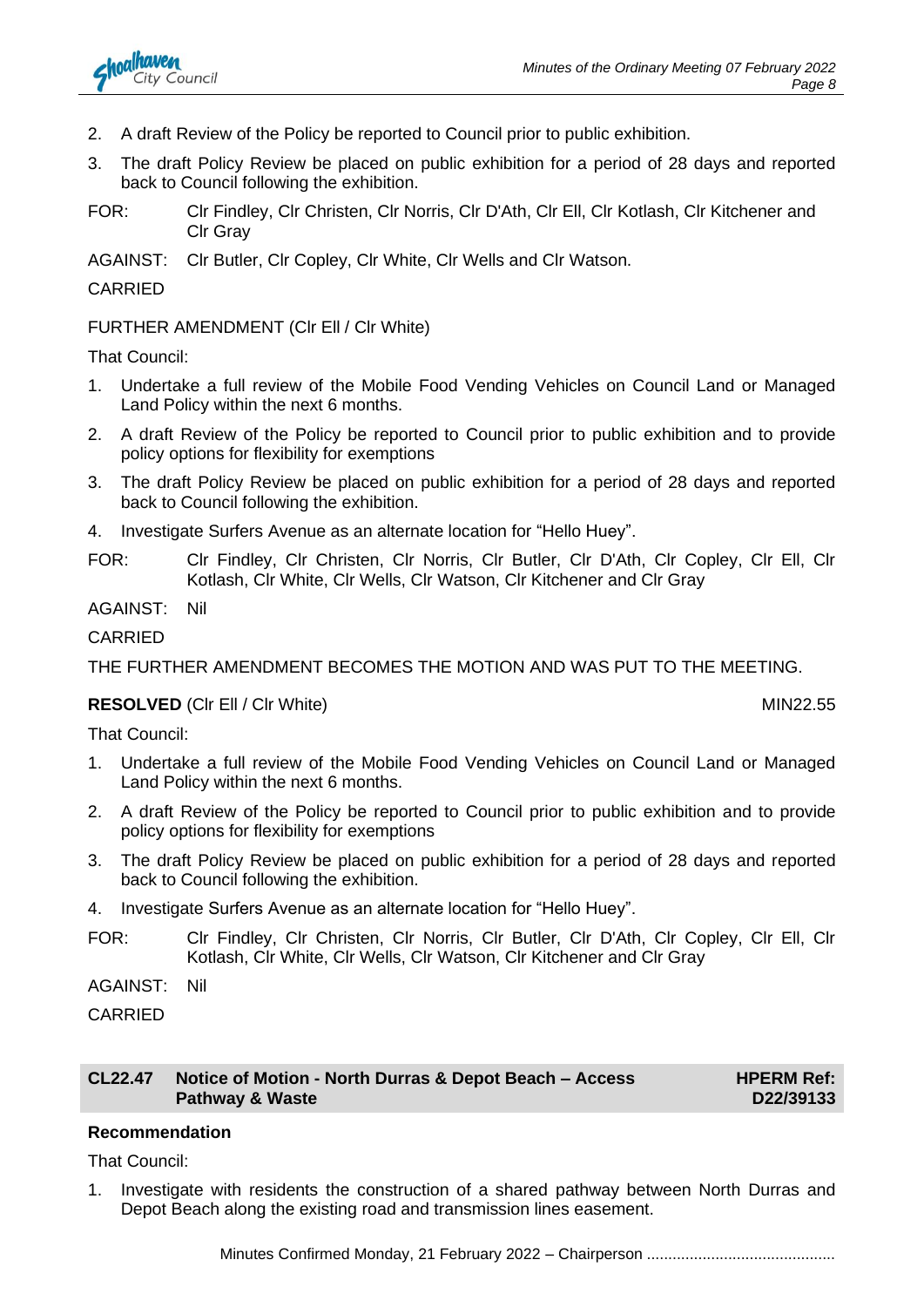2. A draft Review of the Policy be reported to Council prior to public exhibition.
3. The draft Policy Review be placed on public exhibition for a period of 28 days and reported back to Council following the exhibition.

FOR: Clr Findley, Clr Christen, Clr Norris, Clr D'Ath, Clr Ell, Clr Kotlash, Clr Kitchener and Clr Gray

AGAINST: Clr Butler, Clr Copley, Clr White, Clr Wells and Clr Watson.

CARRIED

FURTHER AMENDMENT (Clr Ell / Clr White)

That Council:

1. Undertake a full review of the Mobile Food Vending Vehicles on Council Land or Managed Land Policy within the next 6 months.
2. A draft Review of the Policy be reported to Council prior to public exhibition and to provide policy options for flexibility for exemptions
3. The draft Policy Review be placed on public exhibition for a period of 28 days and reported back to Council following the exhibition.
4. Investigate Surfers Avenue as an alternate location for "Hello Huey".

FOR: Clr Findley, Clr Christen, Clr Norris, Clr Butler, Clr D'Ath, Clr Copley, Clr Ell, Clr Kotlash, Clr White, Clr Wells, Clr Watson, Clr Kitchener and Clr Gray

AGAINST: Nil

CARRIED

THE FURTHER AMENDMENT BECOMES THE MOTION AND WAS PUT TO THE MEETING.

**RESOLVED** (Clr Ell / Clr White) MIN22.55

That Council:

1. Undertake a full review of the Mobile Food Vending Vehicles on Council Land or Managed Land Policy within the next 6 months.
2. A draft Review of the Policy be reported to Council prior to public exhibition and to provide policy options for flexibility for exemptions
3. The draft Policy Review be placed on public exhibition for a period of 28 days and reported back to Council following the exhibition.
4. Investigate Surfers Avenue as an alternate location for "Hello Huey".

FOR: Clr Findley, Clr Christen, Clr Norris, Clr Butler, Clr D'Ath, Clr Copley, Clr Ell, Clr Kotlash, Clr White, Clr Wells, Clr Watson, Clr Kitchener and Clr Gray

AGAINST: Nil

CARRIED

## CL22.47 Notice of Motion - North Durras & Depot Beach – Access Pathway & Waste — HPERM Ref: D22/39133

**Recommendation**

That Council:

1. Investigate with residents the construction of a shared pathway between North Durras and Depot Beach along the existing road and transmission lines easement.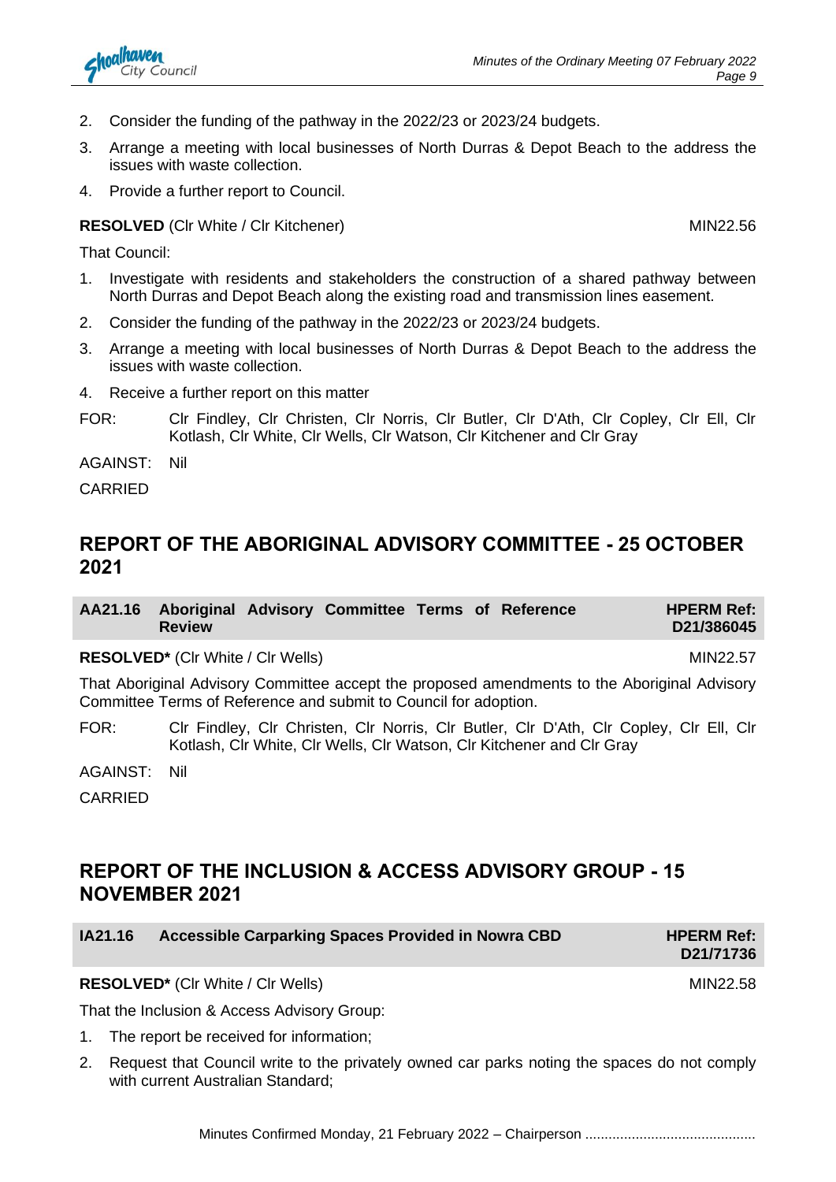2. Consider the funding of the pathway in the 2022/23 or 2023/24 budgets.
3. Arrange a meeting with local businesses of North Durras & Depot Beach to the address the issues with waste collection.
4. Provide a further report to Council.

**RESOLVED** (Clr White / Clr Kitchener) MIN22.56

That Council:

1. Investigate with residents and stakeholders the construction of a shared pathway between North Durras and Depot Beach along the existing road and transmission lines easement.
2. Consider the funding of the pathway in the 2022/23 or 2023/24 budgets.
3. Arrange a meeting with local businesses of North Durras & Depot Beach to the address the issues with waste collection.
4. Receive a further report on this matter

FOR: Clr Findley, Clr Christen, Clr Norris, Clr Butler, Clr D'Ath, Clr Copley, Clr Ell, Clr Kotlash, Clr White, Clr Wells, Clr Watson, Clr Kitchener and Clr Gray

AGAINST: Nil

CARRIED

## REPORT OF THE ABORIGINAL ADVISORY COMMITTEE - 25 OCTOBER 2021

### AA21.16 Aboriginal Advisory Committee Terms of Reference Review — HPERM Ref: D21/386045

**RESOLVED*** (Clr White / Clr Wells) MIN22.57

That Aboriginal Advisory Committee accept the proposed amendments to the Aboriginal Advisory Committee Terms of Reference and submit to Council for adoption.

FOR: Clr Findley, Clr Christen, Clr Norris, Clr Butler, Clr D'Ath, Clr Copley, Clr Ell, Clr Kotlash, Clr White, Clr Wells, Clr Watson, Clr Kitchener and Clr Gray

AGAINST: Nil

CARRIED

## REPORT OF THE INCLUSION & ACCESS ADVISORY GROUP - 15 NOVEMBER 2021

### IA21.16 Accessible Carparking Spaces Provided in Nowra CBD — HPERM Ref: D21/71736

**RESOLVED*** (Clr White / Clr Wells) MIN22.58

That the Inclusion & Access Advisory Group:

1. The report be received for information;
2. Request that Council write to the privately owned car parks noting the spaces do not comply with current Australian Standard;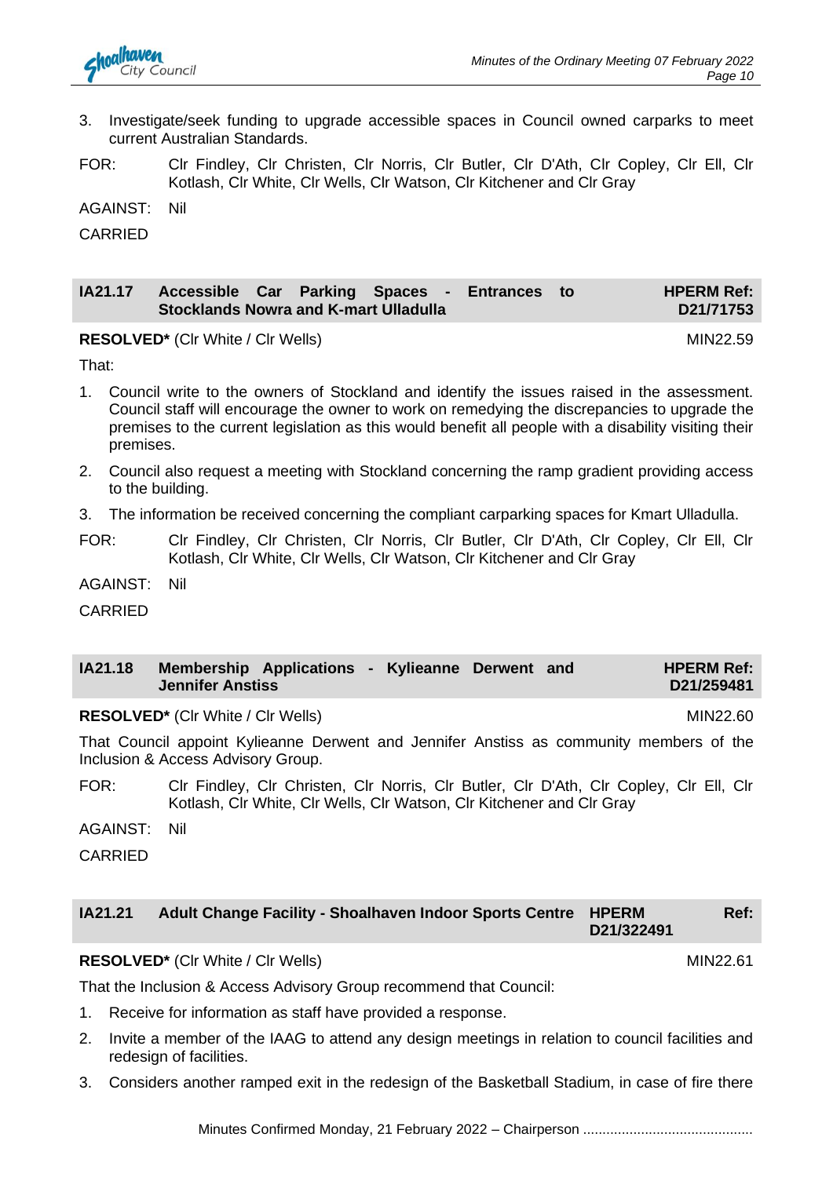3. Investigate/seek funding to upgrade accessible spaces in Council owned carparks to meet current Australian Standards.

FOR: Clr Findley, Clr Christen, Clr Norris, Clr Butler, Clr D'Ath, Clr Copley, Clr Ell, Clr Kotlash, Clr White, Clr Wells, Clr Watson, Clr Kitchener and Clr Gray

AGAINST: Nil

CARRIED

## IA21.17 Accessible Car Parking Spaces - Entrances to Stocklands Nowra and K-mart Ulladulla — HPERM Ref: D21/71753

**RESOLVED*** (Clr White / Clr Wells) MIN22.59

That:

1. Council write to the owners of Stockland and identify the issues raised in the assessment. Council staff will encourage the owner to work on remedying the discrepancies to upgrade the premises to the current legislation as this would benefit all people with a disability visiting their premises.
2. Council also request a meeting with Stockland concerning the ramp gradient providing access to the building.
3. The information be received concerning the compliant carparking spaces for Kmart Ulladulla.

FOR: Clr Findley, Clr Christen, Clr Norris, Clr Butler, Clr D'Ath, Clr Copley, Clr Ell, Clr Kotlash, Clr White, Clr Wells, Clr Watson, Clr Kitchener and Clr Gray

AGAINST: Nil

CARRIED

## IA21.18 Membership Applications - Kylieanne Derwent and Jennifer Anstiss — HPERM Ref: D21/259481

**RESOLVED*** (Clr White / Clr Wells) MIN22.60

That Council appoint Kylieanne Derwent and Jennifer Anstiss as community members of the Inclusion & Access Advisory Group.

FOR: Clr Findley, Clr Christen, Clr Norris, Clr Butler, Clr D'Ath, Clr Copley, Clr Ell, Clr Kotlash, Clr White, Clr Wells, Clr Watson, Clr Kitchener and Clr Gray

AGAINST: Nil

CARRIED

## IA21.21 Adult Change Facility - Shoalhaven Indoor Sports Centre — HPERM Ref: D21/322491

**RESOLVED*** (Clr White / Clr Wells) MIN22.61

That the Inclusion & Access Advisory Group recommend that Council:

1. Receive for information as staff have provided a response.
2. Invite a member of the IAAG to attend any design meetings in relation to council facilities and redesign of facilities.
3. Considers another ramped exit in the redesign of the Basketball Stadium, in case of fire there

Minutes Confirmed Monday, 21 February 2022 – Chairperson ...........................................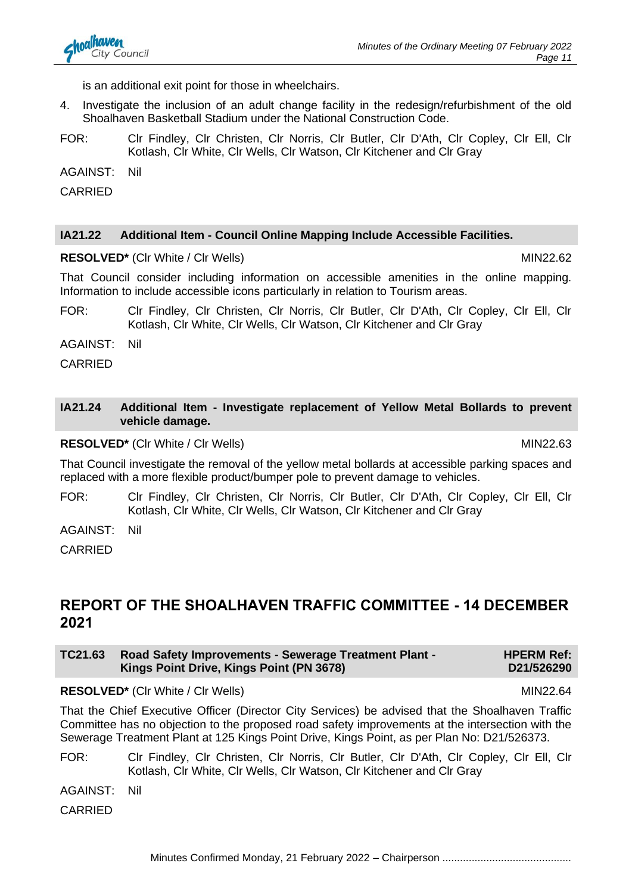is an additional exit point for those in wheelchairs.

4. Investigate the inclusion of an adult change facility in the redesign/refurbishment of the old Shoalhaven Basketball Stadium under the National Construction Code.

FOR: Clr Findley, Clr Christen, Clr Norris, Clr Butler, Clr D'Ath, Clr Copley, Clr Ell, Clr Kotlash, Clr White, Clr Wells, Clr Watson, Clr Kitchener and Clr Gray

AGAINST: Nil

CARRIED

### IA21.22 Additional Item - Council Online Mapping Include Accessible Facilities.

**RESOLVED*** (Clr White / Clr Wells) MIN22.62

That Council consider including information on accessible amenities in the online mapping. Information to include accessible icons particularly in relation to Tourism areas.

FOR: Clr Findley, Clr Christen, Clr Norris, Clr Butler, Clr D'Ath, Clr Copley, Clr Ell, Clr Kotlash, Clr White, Clr Wells, Clr Watson, Clr Kitchener and Clr Gray

AGAINST: Nil

CARRIED

### IA21.24 Additional Item - Investigate replacement of Yellow Metal Bollards to prevent vehicle damage.

**RESOLVED*** (Clr White / Clr Wells) MIN22.63

That Council investigate the removal of the yellow metal bollards at accessible parking spaces and replaced with a more flexible product/bumper pole to prevent damage to vehicles.

FOR: Clr Findley, Clr Christen, Clr Norris, Clr Butler, Clr D'Ath, Clr Copley, Clr Ell, Clr Kotlash, Clr White, Clr Wells, Clr Watson, Clr Kitchener and Clr Gray

AGAINST: Nil

CARRIED

## REPORT OF THE SHOALHAVEN TRAFFIC COMMITTEE - 14 DECEMBER 2021

### TC21.63 Road Safety Improvements - Sewerage Treatment Plant - Kings Point Drive, Kings Point (PN 3678) — HPERM Ref: D21/526290

**RESOLVED*** (Clr White / Clr Wells) MIN22.64

That the Chief Executive Officer (Director City Services) be advised that the Shoalhaven Traffic Committee has no objection to the proposed road safety improvements at the intersection with the Sewerage Treatment Plant at 125 Kings Point Drive, Kings Point, as per Plan No: D21/526373.

FOR: Clr Findley, Clr Christen, Clr Norris, Clr Butler, Clr D'Ath, Clr Copley, Clr Ell, Clr Kotlash, Clr White, Clr Wells, Clr Watson, Clr Kitchener and Clr Gray

AGAINST: Nil

CARRIED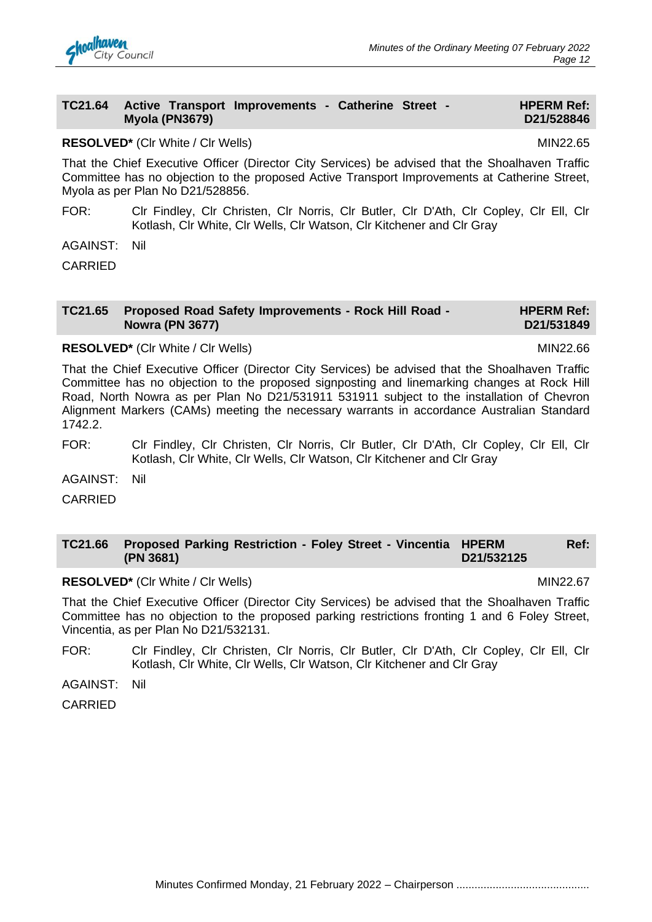## TC21.64 Active Transport Improvements - Catherine Street - Myola (PN3679) — HPERM Ref: D21/528846

**RESOLVED*** (Clr White / Clr Wells) MIN22.65

That the Chief Executive Officer (Director City Services) be advised that the Shoalhaven Traffic Committee has no objection to the proposed Active Transport Improvements at Catherine Street, Myola as per Plan No D21/528856.

FOR: Clr Findley, Clr Christen, Clr Norris, Clr Butler, Clr D'Ath, Clr Copley, Clr Ell, Clr Kotlash, Clr White, Clr Wells, Clr Watson, Clr Kitchener and Clr Gray

AGAINST: Nil

CARRIED

## TC21.65 Proposed Road Safety Improvements - Rock Hill Road - Nowra (PN 3677) — HPERM Ref: D21/531849

**RESOLVED*** (Clr White / Clr Wells) MIN22.66

That the Chief Executive Officer (Director City Services) be advised that the Shoalhaven Traffic Committee has no objection to the proposed signposting and linemarking changes at Rock Hill Road, North Nowra as per Plan No D21/531911 531911 subject to the installation of Chevron Alignment Markers (CAMs) meeting the necessary warrants in accordance Australian Standard 1742.2.

FOR: Clr Findley, Clr Christen, Clr Norris, Clr Butler, Clr D'Ath, Clr Copley, Clr Ell, Clr Kotlash, Clr White, Clr Wells, Clr Watson, Clr Kitchener and Clr Gray

AGAINST: Nil

CARRIED

## TC21.66 Proposed Parking Restriction - Foley Street - Vincentia (PN 3681) — HPERM Ref: D21/532125

**RESOLVED*** (Clr White / Clr Wells) MIN22.67

That the Chief Executive Officer (Director City Services) be advised that the Shoalhaven Traffic Committee has no objection to the proposed parking restrictions fronting 1 and 6 Foley Street, Vincentia, as per Plan No D21/532131.

FOR: Clr Findley, Clr Christen, Clr Norris, Clr Butler, Clr D'Ath, Clr Copley, Clr Ell, Clr Kotlash, Clr White, Clr Wells, Clr Watson, Clr Kitchener and Clr Gray

AGAINST: Nil

CARRIED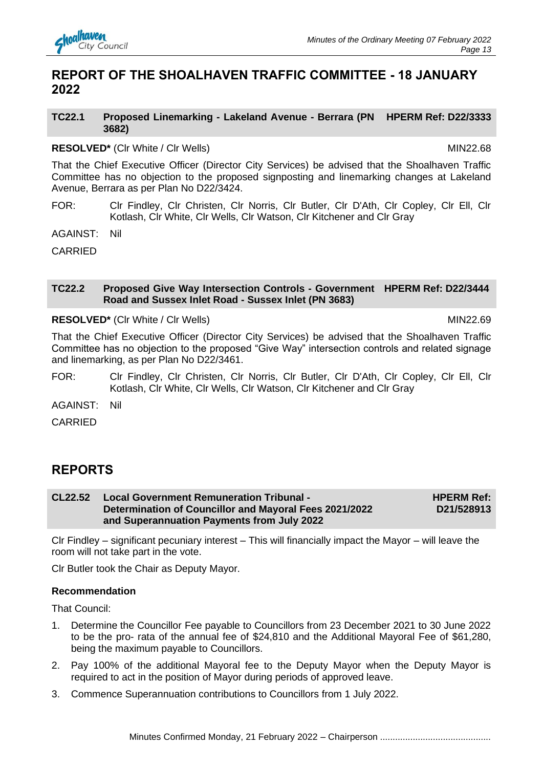# REPORT OF THE SHOALHAVEN TRAFFIC COMMITTEE - 18 JANUARY 2022

## TC22.1 Proposed Linemarking - Lakeland Avenue - Berrara (PN 3682) HPERM Ref: D22/3333

**RESOLVED*** (Clr White / Clr Wells) MIN22.68

That the Chief Executive Officer (Director City Services) be advised that the Shoalhaven Traffic Committee has no objection to the proposed signposting and linemarking changes at Lakeland Avenue, Berrara as per Plan No D22/3424.

FOR: Clr Findley, Clr Christen, Clr Norris, Clr Butler, Clr D'Ath, Clr Copley, Clr Ell, Clr Kotlash, Clr White, Clr Wells, Clr Watson, Clr Kitchener and Clr Gray

AGAINST: Nil

CARRIED

## TC22.2 Proposed Give Way Intersection Controls - Government Road and Sussex Inlet Road - Sussex Inlet (PN 3683) HPERM Ref: D22/3444

**RESOLVED*** (Clr White / Clr Wells) MIN22.69

That the Chief Executive Officer (Director City Services) be advised that the Shoalhaven Traffic Committee has no objection to the proposed "Give Way" intersection controls and related signage and linemarking, as per Plan No D22/3461.

FOR: Clr Findley, Clr Christen, Clr Norris, Clr Butler, Clr D'Ath, Clr Copley, Clr Ell, Clr Kotlash, Clr White, Clr Wells, Clr Watson, Clr Kitchener and Clr Gray

AGAINST: Nil

CARRIED

# REPORTS

## CL22.52 Local Government Remuneration Tribunal - Determination of Councillor and Mayoral Fees 2021/2022 and Superannuation Payments from July 2022 HPERM Ref: D21/528913

Clr Findley – significant pecuniary interest – This will financially impact the Mayor – will leave the room will not take part in the vote.

Clr Butler took the Chair as Deputy Mayor.

**Recommendation**

That Council:

1. Determine the Councillor Fee payable to Councillors from 23 December 2021 to 30 June 2022 to be the pro- rata of the annual fee of $24,810 and the Additional Mayoral Fee of $61,280, being the maximum payable to Councillors.
2. Pay 100% of the additional Mayoral fee to the Deputy Mayor when the Deputy Mayor is required to act in the position of Mayor during periods of approved leave.
3. Commence Superannuation contributions to Councillors from 1 July 2022.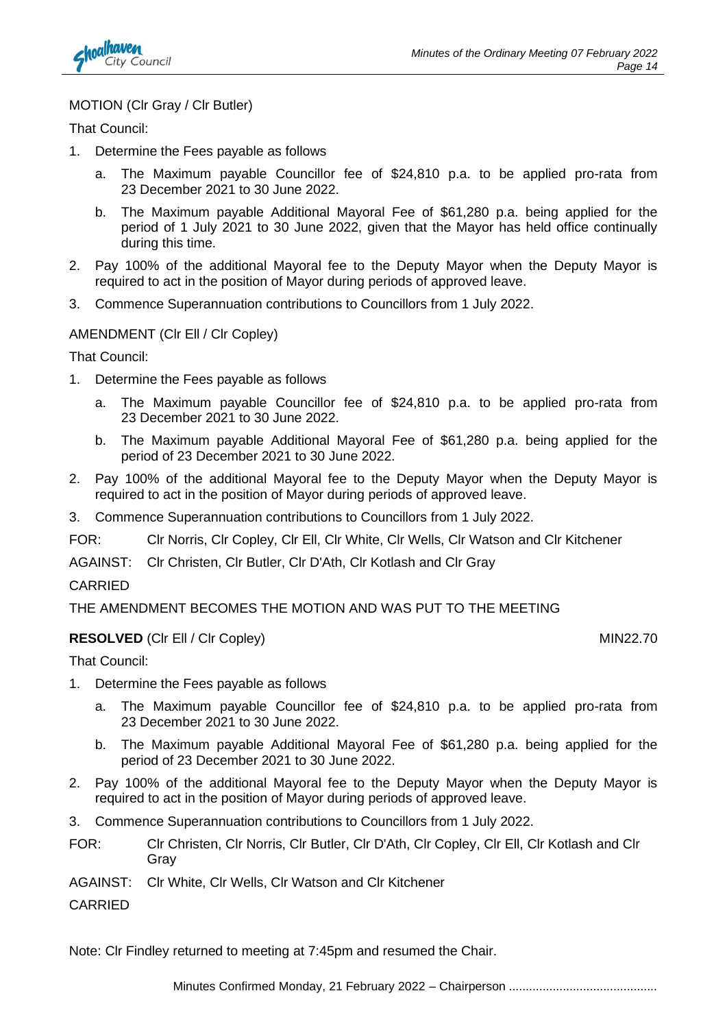MOTION (Clr Gray / Clr Butler)

That Council:

1. Determine the Fees payable as follows

   a. The Maximum payable Councillor fee of $24,810 p.a. to be applied pro-rata from 23 December 2021 to 30 June 2022.

   b. The Maximum payable Additional Mayoral Fee of $61,280 p.a. being applied for the period of 1 July 2021 to 30 June 2022, given that the Mayor has held office continually during this time.

2. Pay 100% of the additional Mayoral fee to the Deputy Mayor when the Deputy Mayor is required to act in the position of Mayor during periods of approved leave.

3. Commence Superannuation contributions to Councillors from 1 July 2022.

AMENDMENT (Clr Ell / Clr Copley)

That Council:

1. Determine the Fees payable as follows

   a. The Maximum payable Councillor fee of $24,810 p.a. to be applied pro-rata from 23 December 2021 to 30 June 2022.

   b. The Maximum payable Additional Mayoral Fee of $61,280 p.a. being applied for the period of 23 December 2021 to 30 June 2022.

2. Pay 100% of the additional Mayoral fee to the Deputy Mayor when the Deputy Mayor is required to act in the position of Mayor during periods of approved leave.

3. Commence Superannuation contributions to Councillors from 1 July 2022.

FOR: Clr Norris, Clr Copley, Clr Ell, Clr White, Clr Wells, Clr Watson and Clr Kitchener

AGAINST: Clr Christen, Clr Butler, Clr D'Ath, Clr Kotlash and Clr Gray

CARRIED

THE AMENDMENT BECOMES THE MOTION AND WAS PUT TO THE MEETING

**RESOLVED** (Clr Ell / Clr Copley) MIN22.70

That Council:

1. Determine the Fees payable as follows

   a. The Maximum payable Councillor fee of $24,810 p.a. to be applied pro-rata from 23 December 2021 to 30 June 2022.

   b. The Maximum payable Additional Mayoral Fee of $61,280 p.a. being applied for the period of 23 December 2021 to 30 June 2022.

2. Pay 100% of the additional Mayoral fee to the Deputy Mayor when the Deputy Mayor is required to act in the position of Mayor during periods of approved leave.

3. Commence Superannuation contributions to Councillors from 1 July 2022.

FOR: Clr Christen, Clr Norris, Clr Butler, Clr D'Ath, Clr Copley, Clr Ell, Clr Kotlash and Clr Gray

AGAINST: Clr White, Clr Wells, Clr Watson and Clr Kitchener

CARRIED

Note: Clr Findley returned to meeting at 7:45pm and resumed the Chair.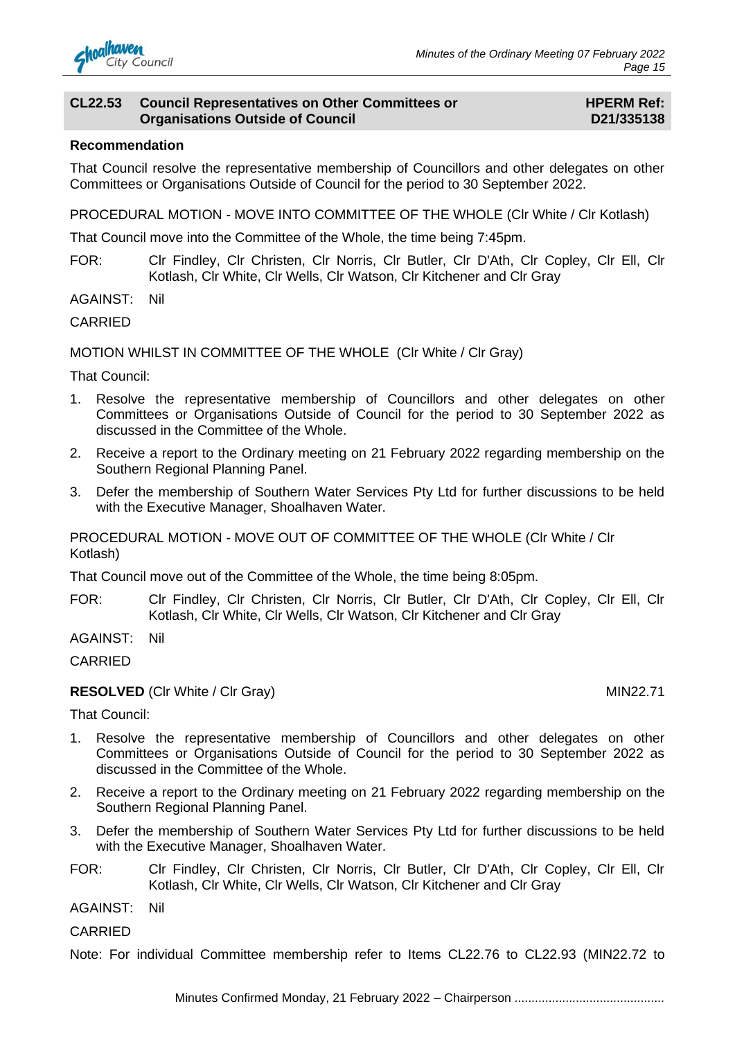## CL22.53 Council Representatives on Other Committees or Organisations Outside of Council

**HPERM Ref: D21/335138**

**Recommendation**

That Council resolve the representative membership of Councillors and other delegates on other Committees or Organisations Outside of Council for the period to 30 September 2022.

PROCEDURAL MOTION - MOVE INTO COMMITTEE OF THE WHOLE (Clr White / Clr Kotlash)

That Council move into the Committee of the Whole, the time being 7:45pm.

FOR: Clr Findley, Clr Christen, Clr Norris, Clr Butler, Clr D'Ath, Clr Copley, Clr Ell, Clr Kotlash, Clr White, Clr Wells, Clr Watson, Clr Kitchener and Clr Gray

AGAINST: Nil

CARRIED

MOTION WHILST IN COMMITTEE OF THE WHOLE (Clr White / Clr Gray)

That Council:

1. Resolve the representative membership of Councillors and other delegates on other Committees or Organisations Outside of Council for the period to 30 September 2022 as discussed in the Committee of the Whole.
2. Receive a report to the Ordinary meeting on 21 February 2022 regarding membership on the Southern Regional Planning Panel.
3. Defer the membership of Southern Water Services Pty Ltd for further discussions to be held with the Executive Manager, Shoalhaven Water.

PROCEDURAL MOTION - MOVE OUT OF COMMITTEE OF THE WHOLE (Clr White / Clr Kotlash)

That Council move out of the Committee of the Whole, the time being 8:05pm.

FOR: Clr Findley, Clr Christen, Clr Norris, Clr Butler, Clr D'Ath, Clr Copley, Clr Ell, Clr Kotlash, Clr White, Clr Wells, Clr Watson, Clr Kitchener and Clr Gray

AGAINST: Nil

CARRIED

**RESOLVED** (Clr White / Clr Gray) MIN22.71

That Council:

1. Resolve the representative membership of Councillors and other delegates on other Committees or Organisations Outside of Council for the period to 30 September 2022 as discussed in the Committee of the Whole.
2. Receive a report to the Ordinary meeting on 21 February 2022 regarding membership on the Southern Regional Planning Panel.
3. Defer the membership of Southern Water Services Pty Ltd for further discussions to be held with the Executive Manager, Shoalhaven Water.

FOR: Clr Findley, Clr Christen, Clr Norris, Clr Butler, Clr D'Ath, Clr Copley, Clr Ell, Clr Kotlash, Clr White, Clr Wells, Clr Watson, Clr Kitchener and Clr Gray

AGAINST: Nil

CARRIED

Note: For individual Committee membership refer to Items CL22.76 to CL22.93 (MIN22.72 to

Minutes Confirmed Monday, 21 February 2022 – Chairperson ...........................................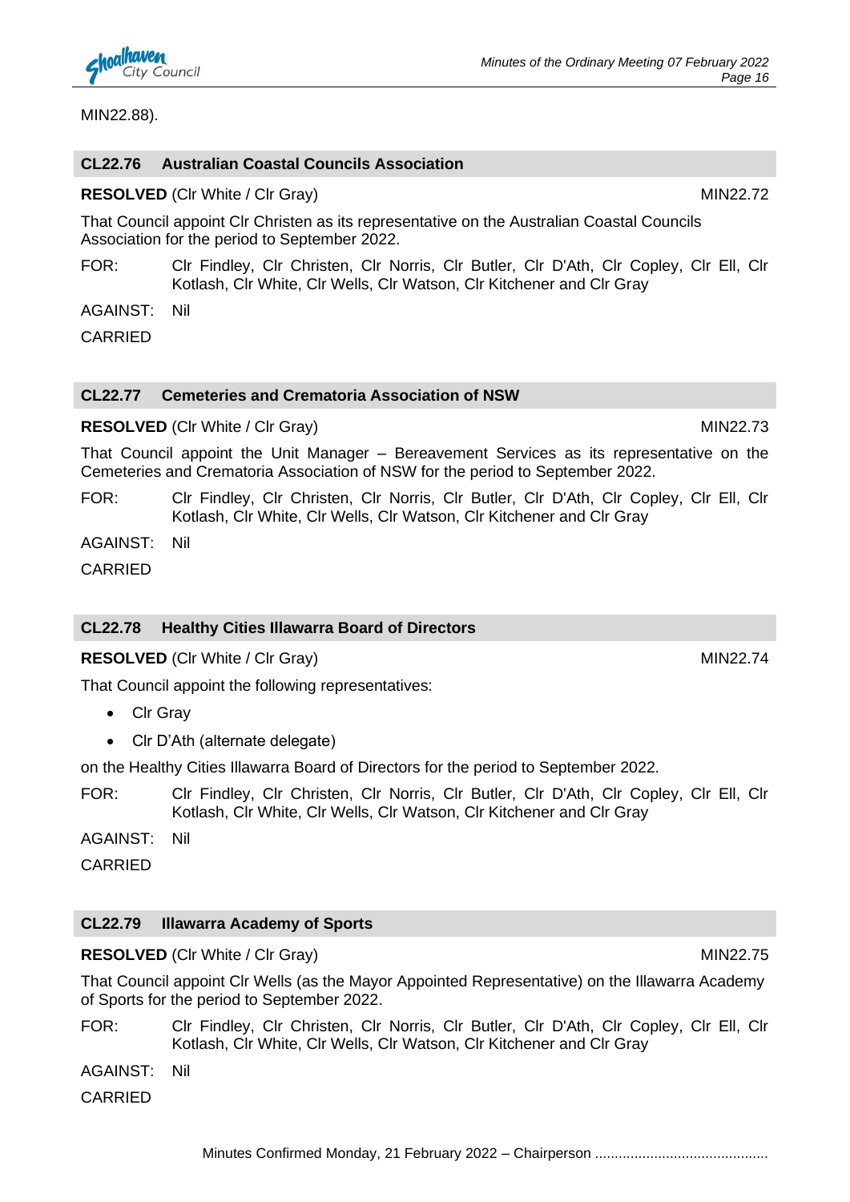MIN22.88).

## CL22.76 Australian Coastal Councils Association

**RESOLVED** (Clr White / Clr Gray) MIN22.72

That Council appoint Clr Christen as its representative on the Australian Coastal Councils Association for the period to September 2022.

FOR: Clr Findley, Clr Christen, Clr Norris, Clr Butler, Clr D'Ath, Clr Copley, Clr Ell, Clr Kotlash, Clr White, Clr Wells, Clr Watson, Clr Kitchener and Clr Gray

AGAINST: Nil

CARRIED

## CL22.77 Cemeteries and Crematoria Association of NSW

**RESOLVED** (Clr White / Clr Gray) MIN22.73

That Council appoint the Unit Manager – Bereavement Services as its representative on the Cemeteries and Crematoria Association of NSW for the period to September 2022.

FOR: Clr Findley, Clr Christen, Clr Norris, Clr Butler, Clr D'Ath, Clr Copley, Clr Ell, Clr Kotlash, Clr White, Clr Wells, Clr Watson, Clr Kitchener and Clr Gray

AGAINST: Nil

CARRIED

## CL22.78 Healthy Cities Illawarra Board of Directors

**RESOLVED** (Clr White / Clr Gray) MIN22.74

That Council appoint the following representatives:

- Clr Gray
- Clr D'Ath (alternate delegate)

on the Healthy Cities Illawarra Board of Directors for the period to September 2022.

FOR: Clr Findley, Clr Christen, Clr Norris, Clr Butler, Clr D'Ath, Clr Copley, Clr Ell, Clr Kotlash, Clr White, Clr Wells, Clr Watson, Clr Kitchener and Clr Gray

AGAINST: Nil

CARRIED

## CL22.79 Illawarra Academy of Sports

**RESOLVED** (Clr White / Clr Gray) MIN22.75

That Council appoint Clr Wells (as the Mayor Appointed Representative) on the Illawarra Academy of Sports for the period to September 2022.

FOR: Clr Findley, Clr Christen, Clr Norris, Clr Butler, Clr D'Ath, Clr Copley, Clr Ell, Clr Kotlash, Clr White, Clr Wells, Clr Watson, Clr Kitchener and Clr Gray

AGAINST: Nil

CARRIED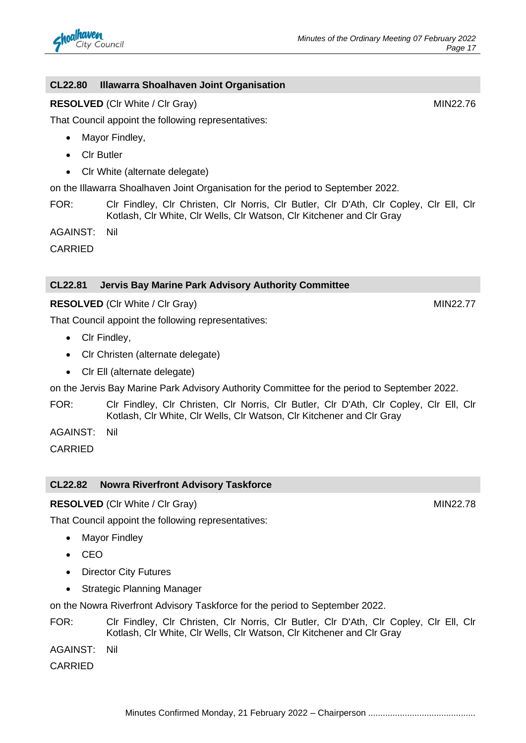## CL22.80 Illawarra Shoalhaven Joint Organisation

**RESOLVED** (Clr White / Clr Gray) MIN22.76

That Council appoint the following representatives:

- Mayor Findley,
- Clr Butler
- Clr White (alternate delegate)

on the Illawarra Shoalhaven Joint Organisation for the period to September 2022.

FOR: Clr Findley, Clr Christen, Clr Norris, Clr Butler, Clr D'Ath, Clr Copley, Clr Ell, Clr Kotlash, Clr White, Clr Wells, Clr Watson, Clr Kitchener and Clr Gray

AGAINST: Nil

CARRIED

## CL22.81 Jervis Bay Marine Park Advisory Authority Committee

**RESOLVED** (Clr White / Clr Gray) MIN22.77

That Council appoint the following representatives:

- Clr Findley,
- Clr Christen (alternate delegate)
- Clr Ell (alternate delegate)

on the Jervis Bay Marine Park Advisory Authority Committee for the period to September 2022.

FOR: Clr Findley, Clr Christen, Clr Norris, Clr Butler, Clr D'Ath, Clr Copley, Clr Ell, Clr Kotlash, Clr White, Clr Wells, Clr Watson, Clr Kitchener and Clr Gray

AGAINST: Nil

CARRIED

## CL22.82 Nowra Riverfront Advisory Taskforce

**RESOLVED** (Clr White / Clr Gray) MIN22.78

That Council appoint the following representatives:

- Mayor Findley
- CEO
- Director City Futures
- Strategic Planning Manager

on the Nowra Riverfront Advisory Taskforce for the period to September 2022.

FOR: Clr Findley, Clr Christen, Clr Norris, Clr Butler, Clr D'Ath, Clr Copley, Clr Ell, Clr Kotlash, Clr White, Clr Wells, Clr Watson, Clr Kitchener and Clr Gray

AGAINST: Nil

CARRIED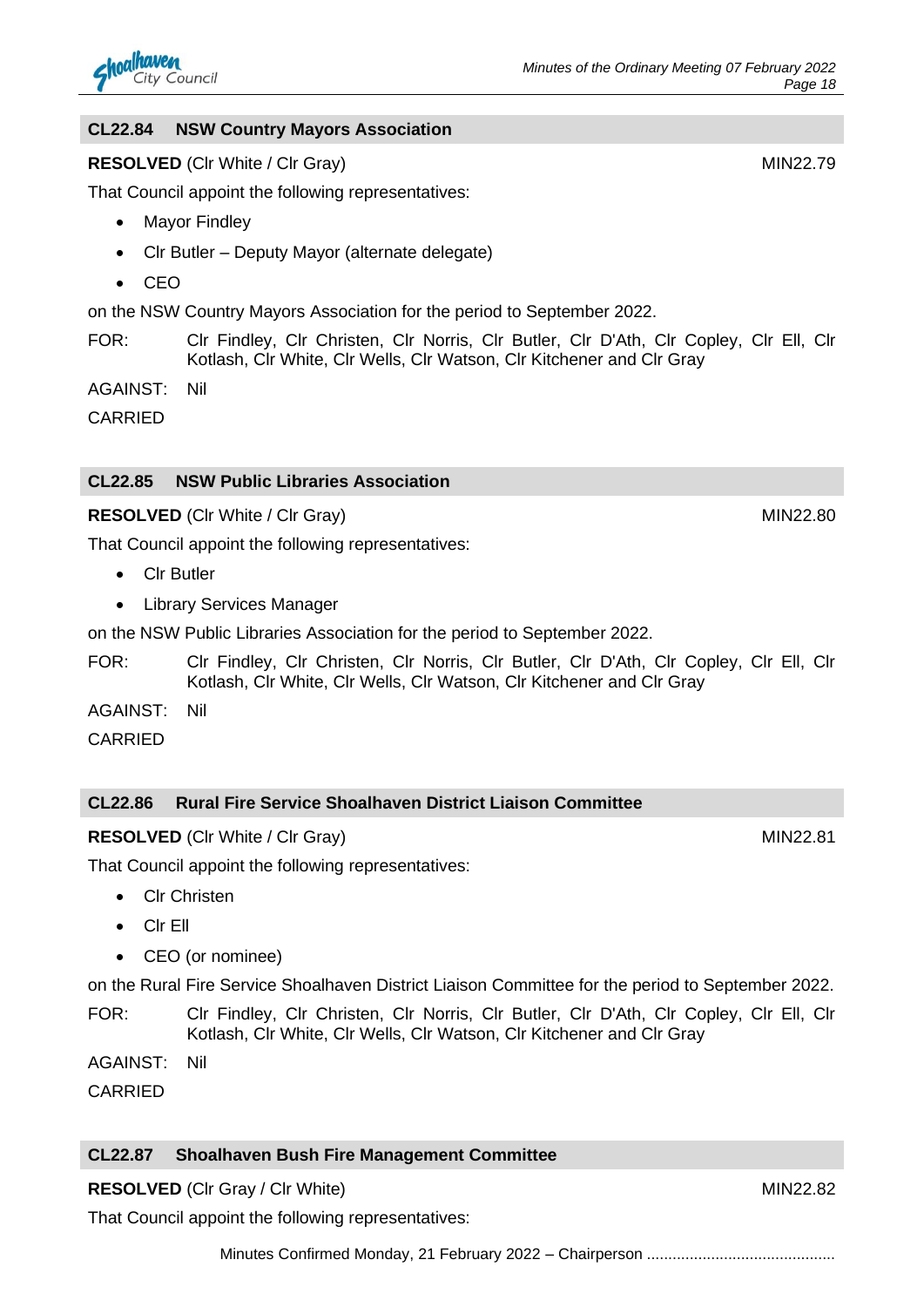## CL22.84 NSW Country Mayors Association

**RESOLVED** (Clr White / Clr Gray) MIN22.79

That Council appoint the following representatives:

- Mayor Findley
- Clr Butler – Deputy Mayor (alternate delegate)
- CEO

on the NSW Country Mayors Association for the period to September 2022.

FOR: Clr Findley, Clr Christen, Clr Norris, Clr Butler, Clr D'Ath, Clr Copley, Clr Ell, Clr Kotlash, Clr White, Clr Wells, Clr Watson, Clr Kitchener and Clr Gray

AGAINST: Nil

CARRIED

## CL22.85 NSW Public Libraries Association

**RESOLVED** (Clr White / Clr Gray) MIN22.80

That Council appoint the following representatives:

- Clr Butler
- Library Services Manager

on the NSW Public Libraries Association for the period to September 2022.

FOR: Clr Findley, Clr Christen, Clr Norris, Clr Butler, Clr D'Ath, Clr Copley, Clr Ell, Clr Kotlash, Clr White, Clr Wells, Clr Watson, Clr Kitchener and Clr Gray

AGAINST: Nil

CARRIED

## CL22.86 Rural Fire Service Shoalhaven District Liaison Committee

**RESOLVED** (Clr White / Clr Gray) MIN22.81

That Council appoint the following representatives:

- Clr Christen
- Clr Ell
- CEO (or nominee)

on the Rural Fire Service Shoalhaven District Liaison Committee for the period to September 2022.

FOR: Clr Findley, Clr Christen, Clr Norris, Clr Butler, Clr D'Ath, Clr Copley, Clr Ell, Clr Kotlash, Clr White, Clr Wells, Clr Watson, Clr Kitchener and Clr Gray

AGAINST: Nil

CARRIED

## CL22.87 Shoalhaven Bush Fire Management Committee

**RESOLVED** (Clr Gray / Clr White) MIN22.82

That Council appoint the following representatives:

Minutes Confirmed Monday, 21 February 2022 – Chairperson ............................................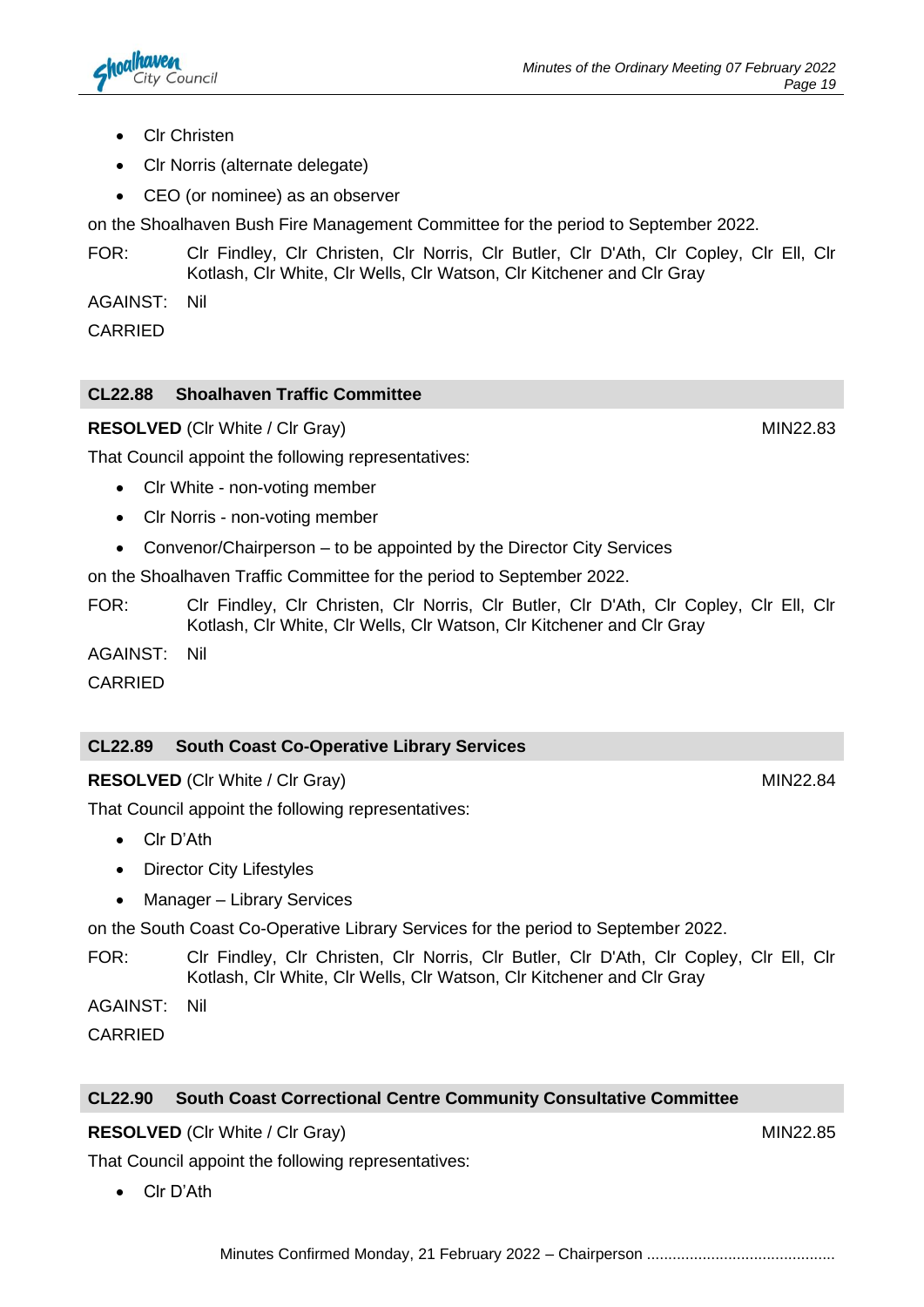- Clr Christen
- Clr Norris (alternate delegate)
- CEO (or nominee) as an observer

on the Shoalhaven Bush Fire Management Committee for the period to September 2022.

FOR: Clr Findley, Clr Christen, Clr Norris, Clr Butler, Clr D'Ath, Clr Copley, Clr Ell, Clr Kotlash, Clr White, Clr Wells, Clr Watson, Clr Kitchener and Clr Gray

AGAINST: Nil

CARRIED

## CL22.88 Shoalhaven Traffic Committee

**RESOLVED** (Clr White / Clr Gray) MIN22.83

That Council appoint the following representatives:

- Clr White - non-voting member
- Clr Norris - non-voting member
- Convenor/Chairperson – to be appointed by the Director City Services

on the Shoalhaven Traffic Committee for the period to September 2022.

FOR: Clr Findley, Clr Christen, Clr Norris, Clr Butler, Clr D'Ath, Clr Copley, Clr Ell, Clr Kotlash, Clr White, Clr Wells, Clr Watson, Clr Kitchener and Clr Gray

AGAINST: Nil

CARRIED

## CL22.89 South Coast Co-Operative Library Services

**RESOLVED** (Clr White / Clr Gray) MIN22.84

That Council appoint the following representatives:

- Clr D'Ath
- Director City Lifestyles
- Manager – Library Services

on the South Coast Co-Operative Library Services for the period to September 2022.

FOR: Clr Findley, Clr Christen, Clr Norris, Clr Butler, Clr D'Ath, Clr Copley, Clr Ell, Clr Kotlash, Clr White, Clr Wells, Clr Watson, Clr Kitchener and Clr Gray

AGAINST: Nil

CARRIED

## CL22.90 South Coast Correctional Centre Community Consultative Committee

**RESOLVED** (Clr White / Clr Gray) MIN22.85

That Council appoint the following representatives:

- Clr D'Ath

Minutes Confirmed Monday, 21 February 2022 – Chairperson ..........................................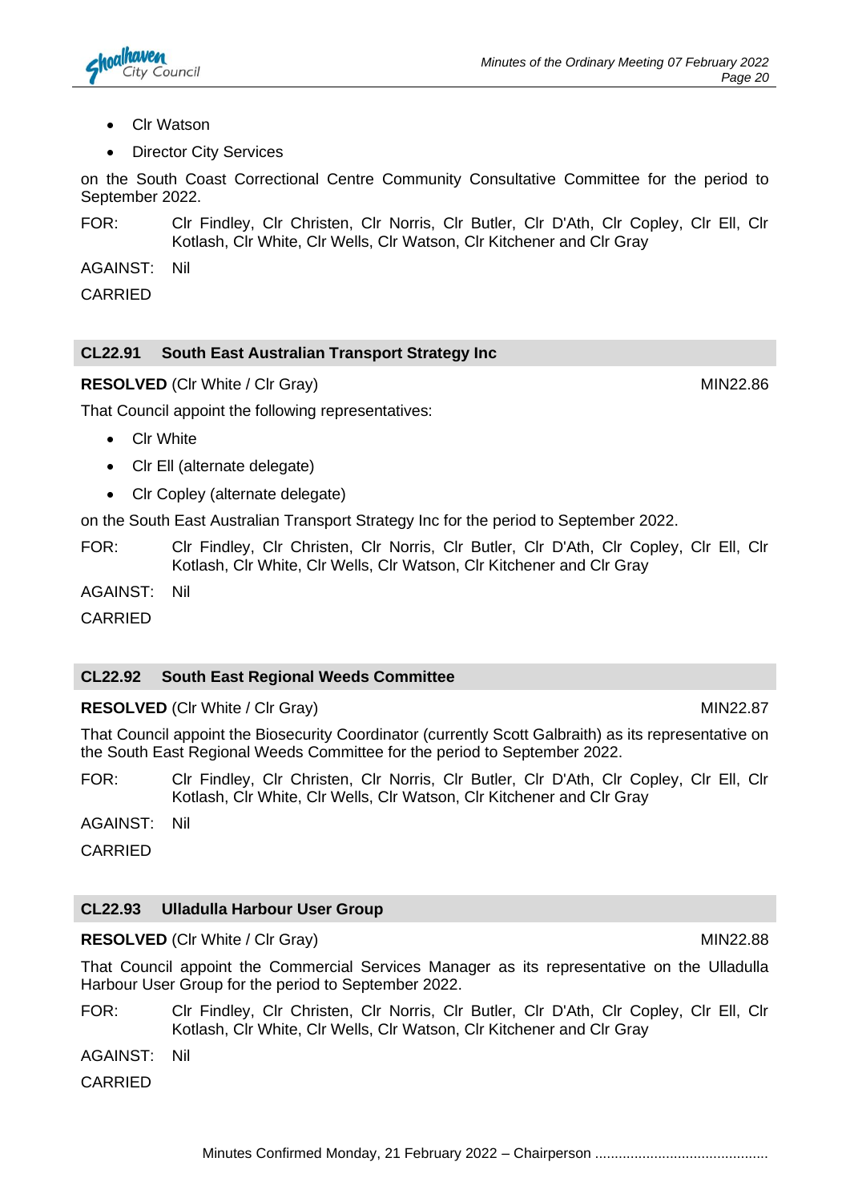- Clr Watson
- Director City Services

on the South Coast Correctional Centre Community Consultative Committee for the period to September 2022.

FOR: Clr Findley, Clr Christen, Clr Norris, Clr Butler, Clr D'Ath, Clr Copley, Clr Ell, Clr Kotlash, Clr White, Clr Wells, Clr Watson, Clr Kitchener and Clr Gray

AGAINST: Nil

CARRIED

## CL22.91 South East Australian Transport Strategy Inc

**RESOLVED** (Clr White / Clr Gray) MIN22.86

That Council appoint the following representatives:

- Clr White
- Clr Ell (alternate delegate)
- Clr Copley (alternate delegate)

on the South East Australian Transport Strategy Inc for the period to September 2022.

FOR: Clr Findley, Clr Christen, Clr Norris, Clr Butler, Clr D'Ath, Clr Copley, Clr Ell, Clr Kotlash, Clr White, Clr Wells, Clr Watson, Clr Kitchener and Clr Gray

AGAINST: Nil

CARRIED

## CL22.92 South East Regional Weeds Committee

**RESOLVED** (Clr White / Clr Gray) MIN22.87

That Council appoint the Biosecurity Coordinator (currently Scott Galbraith) as its representative on the South East Regional Weeds Committee for the period to September 2022.

FOR: Clr Findley, Clr Christen, Clr Norris, Clr Butler, Clr D'Ath, Clr Copley, Clr Ell, Clr Kotlash, Clr White, Clr Wells, Clr Watson, Clr Kitchener and Clr Gray

AGAINST: Nil

CARRIED

## CL22.93 Ulladulla Harbour User Group

**RESOLVED** (Clr White / Clr Gray) MIN22.88

That Council appoint the Commercial Services Manager as its representative on the Ulladulla Harbour User Group for the period to September 2022.

FOR: Clr Findley, Clr Christen, Clr Norris, Clr Butler, Clr D'Ath, Clr Copley, Clr Ell, Clr Kotlash, Clr White, Clr Wells, Clr Watson, Clr Kitchener and Clr Gray

AGAINST: Nil

CARRIED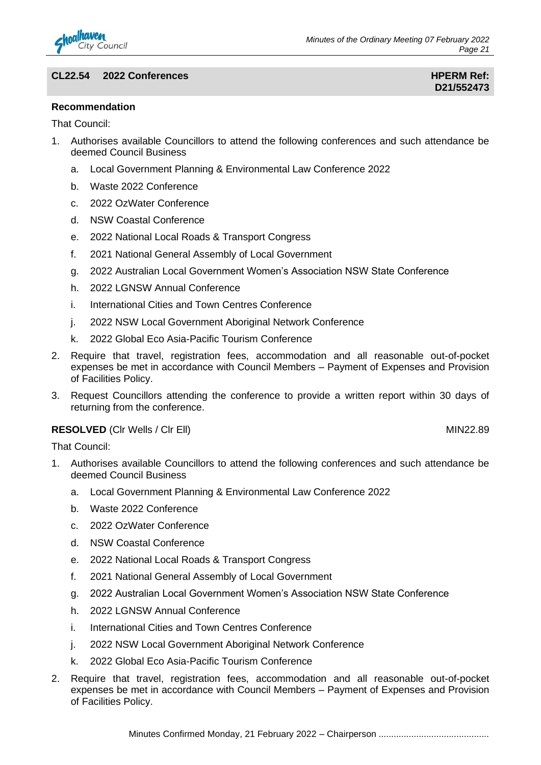## CL22.54 2022 Conferences

**HPERM Ref: D21/552473**

**Recommendation**

That Council:

1. Authorises available Councillors to attend the following conferences and such attendance be deemed Council Business
   a. Local Government Planning & Environmental Law Conference 2022
   b. Waste 2022 Conference
   c. 2022 OzWater Conference
   d. NSW Coastal Conference
   e. 2022 National Local Roads & Transport Congress
   f. 2021 National General Assembly of Local Government
   g. 2022 Australian Local Government Women's Association NSW State Conference
   h. 2022 LGNSW Annual Conference
   i. International Cities and Town Centres Conference
   j. 2022 NSW Local Government Aboriginal Network Conference
   k. 2022 Global Eco Asia-Pacific Tourism Conference
2. Require that travel, registration fees, accommodation and all reasonable out-of-pocket expenses be met in accordance with Council Members – Payment of Expenses and Provision of Facilities Policy.
3. Request Councillors attending the conference to provide a written report within 30 days of returning from the conference.

**RESOLVED** (Clr Wells / Clr Ell) MIN22.89

That Council:

1. Authorises available Councillors to attend the following conferences and such attendance be deemed Council Business
   a. Local Government Planning & Environmental Law Conference 2022
   b. Waste 2022 Conference
   c. 2022 OzWater Conference
   d. NSW Coastal Conference
   e. 2022 National Local Roads & Transport Congress
   f. 2021 National General Assembly of Local Government
   g. 2022 Australian Local Government Women's Association NSW State Conference
   h. 2022 LGNSW Annual Conference
   i. International Cities and Town Centres Conference
   j. 2022 NSW Local Government Aboriginal Network Conference
   k. 2022 Global Eco Asia-Pacific Tourism Conference
2. Require that travel, registration fees, accommodation and all reasonable out-of-pocket expenses be met in accordance with Council Members – Payment of Expenses and Provision of Facilities Policy.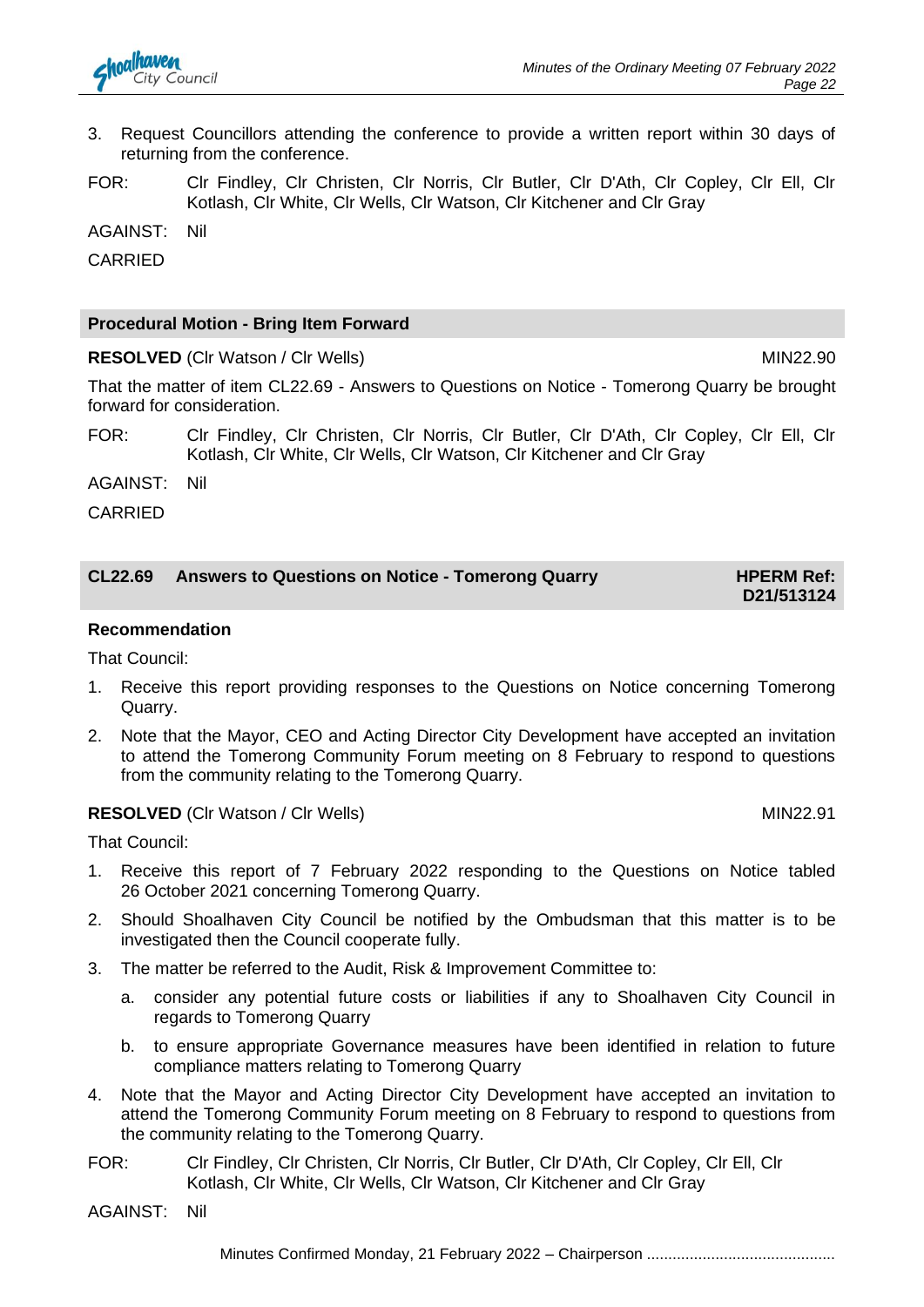3. Request Councillors attending the conference to provide a written report within 30 days of returning from the conference.

FOR: Clr Findley, Clr Christen, Clr Norris, Clr Butler, Clr D'Ath, Clr Copley, Clr Ell, Clr Kotlash, Clr White, Clr Wells, Clr Watson, Clr Kitchener and Clr Gray

AGAINST: Nil

CARRIED

## Procedural Motion - Bring Item Forward

**RESOLVED** (Clr Watson / Clr Wells) MIN22.90

That the matter of item CL22.69 - Answers to Questions on Notice - Tomerong Quarry be brought forward for consideration.

FOR: Clr Findley, Clr Christen, Clr Norris, Clr Butler, Clr D'Ath, Clr Copley, Clr Ell, Clr Kotlash, Clr White, Clr Wells, Clr Watson, Clr Kitchener and Clr Gray

AGAINST: Nil

CARRIED

## CL22.69 Answers to Questions on Notice - Tomerong Quarry — HPERM Ref: D21/513124

### Recommendation

That Council:

1. Receive this report providing responses to the Questions on Notice concerning Tomerong Quarry.
2. Note that the Mayor, CEO and Acting Director City Development have accepted an invitation to attend the Tomerong Community Forum meeting on 8 February to respond to questions from the community relating to the Tomerong Quarry.

**RESOLVED** (Clr Watson / Clr Wells) MIN22.91

That Council:

1. Receive this report of 7 February 2022 responding to the Questions on Notice tabled 26 October 2021 concerning Tomerong Quarry.
2. Should Shoalhaven City Council be notified by the Ombudsman that this matter is to be investigated then the Council cooperate fully.
3. The matter be referred to the Audit, Risk & Improvement Committee to:
   a. consider any potential future costs or liabilities if any to Shoalhaven City Council in regards to Tomerong Quarry
   b. to ensure appropriate Governance measures have been identified in relation to future compliance matters relating to Tomerong Quarry
4. Note that the Mayor and Acting Director City Development have accepted an invitation to attend the Tomerong Community Forum meeting on 8 February to respond to questions from the community relating to the Tomerong Quarry.

FOR: Clr Findley, Clr Christen, Clr Norris, Clr Butler, Clr D'Ath, Clr Copley, Clr Ell, Clr Kotlash, Clr White, Clr Wells, Clr Watson, Clr Kitchener and Clr Gray

AGAINST: Nil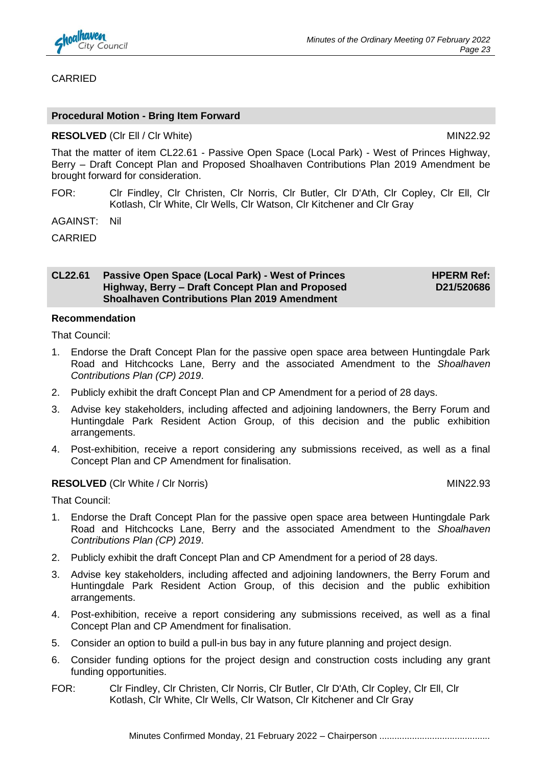CARRIED

## Procedural Motion - Bring Item Forward

**RESOLVED** (Clr Ell / Clr White) MIN22.92

That the matter of item CL22.61 - Passive Open Space (Local Park) - West of Princes Highway, Berry – Draft Concept Plan and Proposed Shoalhaven Contributions Plan 2019 Amendment be brought forward for consideration.

FOR: Clr Findley, Clr Christen, Clr Norris, Clr Butler, Clr D'Ath, Clr Copley, Clr Ell, Clr Kotlash, Clr White, Clr Wells, Clr Watson, Clr Kitchener and Clr Gray

AGAINST: Nil

CARRIED

## CL22.61 Passive Open Space (Local Park) - West of Princes Highway, Berry – Draft Concept Plan and Proposed Shoalhaven Contributions Plan 2019 Amendment

**HPERM Ref: D21/520686**

**Recommendation**

That Council:

1. Endorse the Draft Concept Plan for the passive open space area between Huntingdale Park Road and Hitchcocks Lane, Berry and the associated Amendment to the *Shoalhaven Contributions Plan (CP) 2019*.
2. Publicly exhibit the draft Concept Plan and CP Amendment for a period of 28 days.
3. Advise key stakeholders, including affected and adjoining landowners, the Berry Forum and Huntingdale Park Resident Action Group, of this decision and the public exhibition arrangements.
4. Post-exhibition, receive a report considering any submissions received, as well as a final Concept Plan and CP Amendment for finalisation.

**RESOLVED** (Clr White / Clr Norris) MIN22.93

That Council:

1. Endorse the Draft Concept Plan for the passive open space area between Huntingdale Park Road and Hitchcocks Lane, Berry and the associated Amendment to the *Shoalhaven Contributions Plan (CP) 2019*.
2. Publicly exhibit the draft Concept Plan and CP Amendment for a period of 28 days.
3. Advise key stakeholders, including affected and adjoining landowners, the Berry Forum and Huntingdale Park Resident Action Group, of this decision and the public exhibition arrangements.
4. Post-exhibition, receive a report considering any submissions received, as well as a final Concept Plan and CP Amendment for finalisation.
5. Consider an option to build a pull-in bus bay in any future planning and project design.
6. Consider funding options for the project design and construction costs including any grant funding opportunities.

FOR: Clr Findley, Clr Christen, Clr Norris, Clr Butler, Clr D'Ath, Clr Copley, Clr Ell, Clr Kotlash, Clr White, Clr Wells, Clr Watson, Clr Kitchener and Clr Gray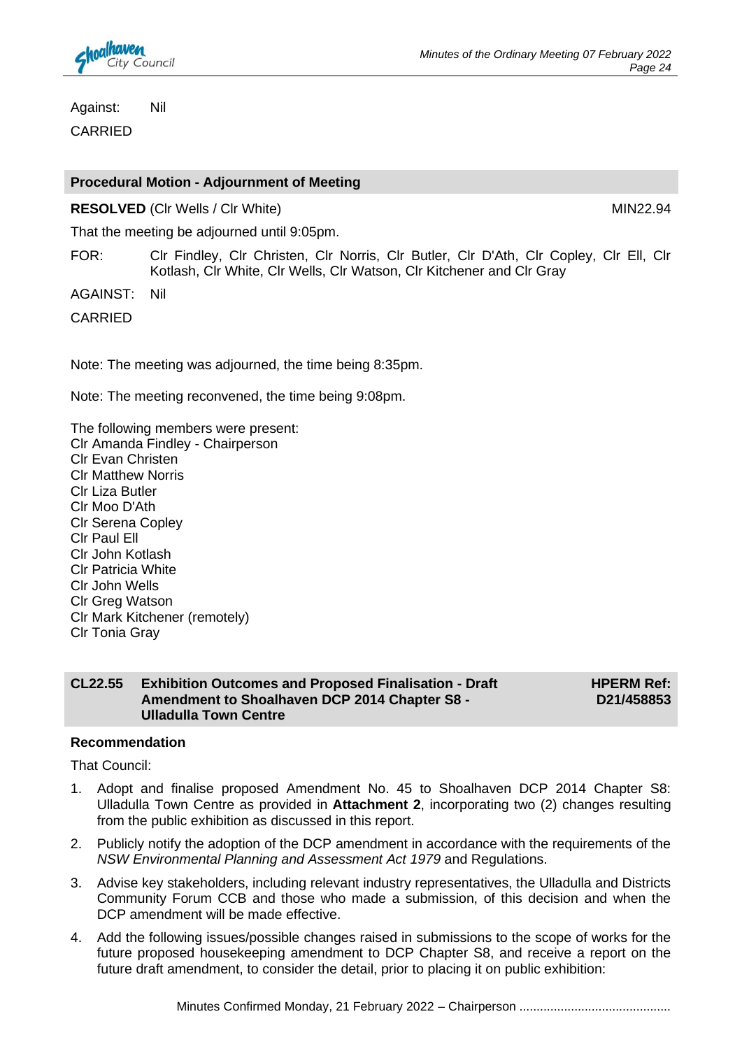Against: Nil

CARRIED

## Procedural Motion - Adjournment of Meeting

**RESOLVED** (Clr Wells / Clr White) MIN22.94

That the meeting be adjourned until 9:05pm.

FOR: Clr Findley, Clr Christen, Clr Norris, Clr Butler, Clr D'Ath, Clr Copley, Clr Ell, Clr Kotlash, Clr White, Clr Wells, Clr Watson, Clr Kitchener and Clr Gray

AGAINST: Nil

CARRIED

Note: The meeting was adjourned, the time being 8:35pm.

Note: The meeting reconvened, the time being 9:08pm.

The following members were present:
Clr Amanda Findley - Chairperson
Clr Evan Christen
Clr Matthew Norris
Clr Liza Butler
Clr Moo D'Ath
Clr Serena Copley
Clr Paul Ell
Clr John Kotlash
Clr Patricia White
Clr John Wells
Clr Greg Watson
Clr Mark Kitchener (remotely)
Clr Tonia Gray

## CL22.55 Exhibition Outcomes and Proposed Finalisation - Draft Amendment to Shoalhaven DCP 2014 Chapter S8 - Ulladulla Town Centre

**HPERM Ref: D21/458853**

**Recommendation**

That Council:

1. Adopt and finalise proposed Amendment No. 45 to Shoalhaven DCP 2014 Chapter S8: Ulladulla Town Centre as provided in **Attachment 2**, incorporating two (2) changes resulting from the public exhibition as discussed in this report.
2. Publicly notify the adoption of the DCP amendment in accordance with the requirements of the *NSW Environmental Planning and Assessment Act 1979* and Regulations.
3. Advise key stakeholders, including relevant industry representatives, the Ulladulla and Districts Community Forum CCB and those who made a submission, of this decision and when the DCP amendment will be made effective.
4. Add the following issues/possible changes raised in submissions to the scope of works for the future proposed housekeeping amendment to DCP Chapter S8, and receive a report on the future draft amendment, to consider the detail, prior to placing it on public exhibition: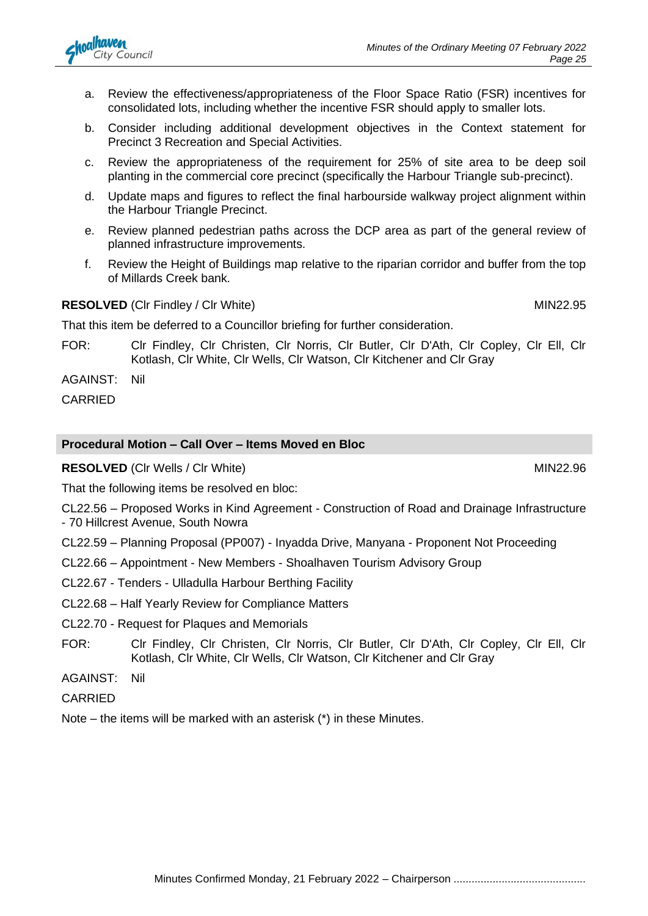a. Review the effectiveness/appropriateness of the Floor Space Ratio (FSR) incentives for consolidated lots, including whether the incentive FSR should apply to smaller lots.

b. Consider including additional development objectives in the Context statement for Precinct 3 Recreation and Special Activities.

c. Review the appropriateness of the requirement for 25% of site area to be deep soil planting in the commercial core precinct (specifically the Harbour Triangle sub-precinct).

d. Update maps and figures to reflect the final harbourside walkway project alignment within the Harbour Triangle Precinct.

e. Review planned pedestrian paths across the DCP area as part of the general review of planned infrastructure improvements.

f. Review the Height of Buildings map relative to the riparian corridor and buffer from the top of Millards Creek bank.

**RESOLVED** (Clr Findley / Clr White) MIN22.95

That this item be deferred to a Councillor briefing for further consideration.

FOR: Clr Findley, Clr Christen, Clr Norris, Clr Butler, Clr D'Ath, Clr Copley, Clr Ell, Clr Kotlash, Clr White, Clr Wells, Clr Watson, Clr Kitchener and Clr Gray

AGAINST: Nil

CARRIED

## Procedural Motion – Call Over – Items Moved en Bloc

**RESOLVED** (Clr Wells / Clr White) MIN22.96

That the following items be resolved en bloc:

CL22.56 – Proposed Works in Kind Agreement - Construction of Road and Drainage Infrastructure - 70 Hillcrest Avenue, South Nowra

CL22.59 – Planning Proposal (PP007) - Inyadda Drive, Manyana - Proponent Not Proceeding

CL22.66 – Appointment - New Members - Shoalhaven Tourism Advisory Group

CL22.67 - Tenders - Ulladulla Harbour Berthing Facility

CL22.68 – Half Yearly Review for Compliance Matters

CL22.70 - Request for Plaques and Memorials

FOR: Clr Findley, Clr Christen, Clr Norris, Clr Butler, Clr D'Ath, Clr Copley, Clr Ell, Clr Kotlash, Clr White, Clr Wells, Clr Watson, Clr Kitchener and Clr Gray

AGAINST: Nil

CARRIED

Note – the items will be marked with an asterisk (*) in these Minutes.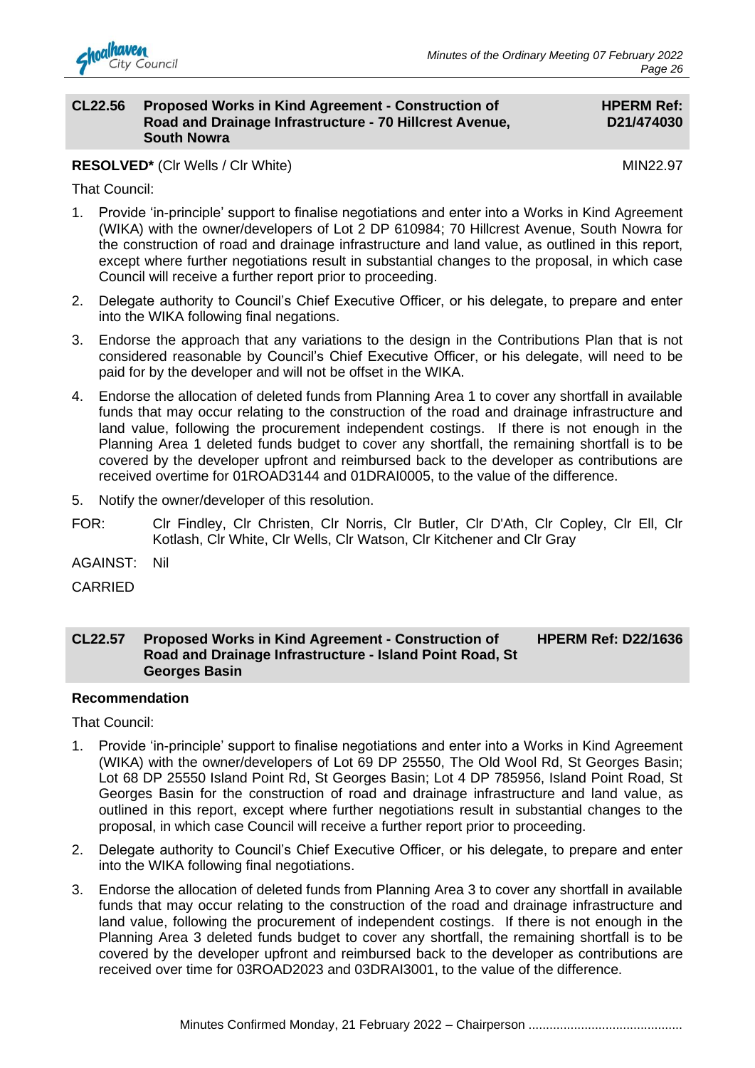## CL22.56 Proposed Works in Kind Agreement - Construction of Road and Drainage Infrastructure - 70 Hillcrest Avenue, South Nowra

**HPERM Ref: D21/474030**

**RESOLVED*** (Clr Wells / Clr White) MIN22.97

That Council:

1. Provide 'in-principle' support to finalise negotiations and enter into a Works in Kind Agreement (WIKA) with the owner/developers of Lot 2 DP 610984; 70 Hillcrest Avenue, South Nowra for the construction of road and drainage infrastructure and land value, as outlined in this report, except where further negotiations result in substantial changes to the proposal, in which case Council will receive a further report prior to proceeding.
2. Delegate authority to Council's Chief Executive Officer, or his delegate, to prepare and enter into the WIKA following final negations.
3. Endorse the approach that any variations to the design in the Contributions Plan that is not considered reasonable by Council's Chief Executive Officer, or his delegate, will need to be paid for by the developer and will not be offset in the WIKA.
4. Endorse the allocation of deleted funds from Planning Area 1 to cover any shortfall in available funds that may occur relating to the construction of the road and drainage infrastructure and land value, following the procurement independent costings. If there is not enough in the Planning Area 1 deleted funds budget to cover any shortfall, the remaining shortfall is to be covered by the developer upfront and reimbursed back to the developer as contributions are received overtime for 01ROAD3144 and 01DRAI0005, to the value of the difference.
5. Notify the owner/developer of this resolution.

FOR: Clr Findley, Clr Christen, Clr Norris, Clr Butler, Clr D'Ath, Clr Copley, Clr Ell, Clr Kotlash, Clr White, Clr Wells, Clr Watson, Clr Kitchener and Clr Gray

AGAINST: Nil

CARRIED

## CL22.57 Proposed Works in Kind Agreement - Construction of Road and Drainage Infrastructure - Island Point Road, St Georges Basin

**HPERM Ref: D22/1636**

**Recommendation**

That Council:

1. Provide 'in-principle' support to finalise negotiations and enter into a Works in Kind Agreement (WIKA) with the owner/developers of Lot 69 DP 25550, The Old Wool Rd, St Georges Basin; Lot 68 DP 25550 Island Point Rd, St Georges Basin; Lot 4 DP 785956, Island Point Road, St Georges Basin for the construction of road and drainage infrastructure and land value, as outlined in this report, except where further negotiations result in substantial changes to the proposal, in which case Council will receive a further report prior to proceeding.
2. Delegate authority to Council's Chief Executive Officer, or his delegate, to prepare and enter into the WIKA following final negotiations.
3. Endorse the allocation of deleted funds from Planning Area 3 to cover any shortfall in available funds that may occur relating to the construction of the road and drainage infrastructure and land value, following the procurement of independent costings. If there is not enough in the Planning Area 3 deleted funds budget to cover any shortfall, the remaining shortfall is to be covered by the developer upfront and reimbursed back to the developer as contributions are received over time for 03ROAD2023 and 03DRAI3001, to the value of the difference.

Minutes Confirmed Monday, 21 February 2022 – Chairperson ..........................................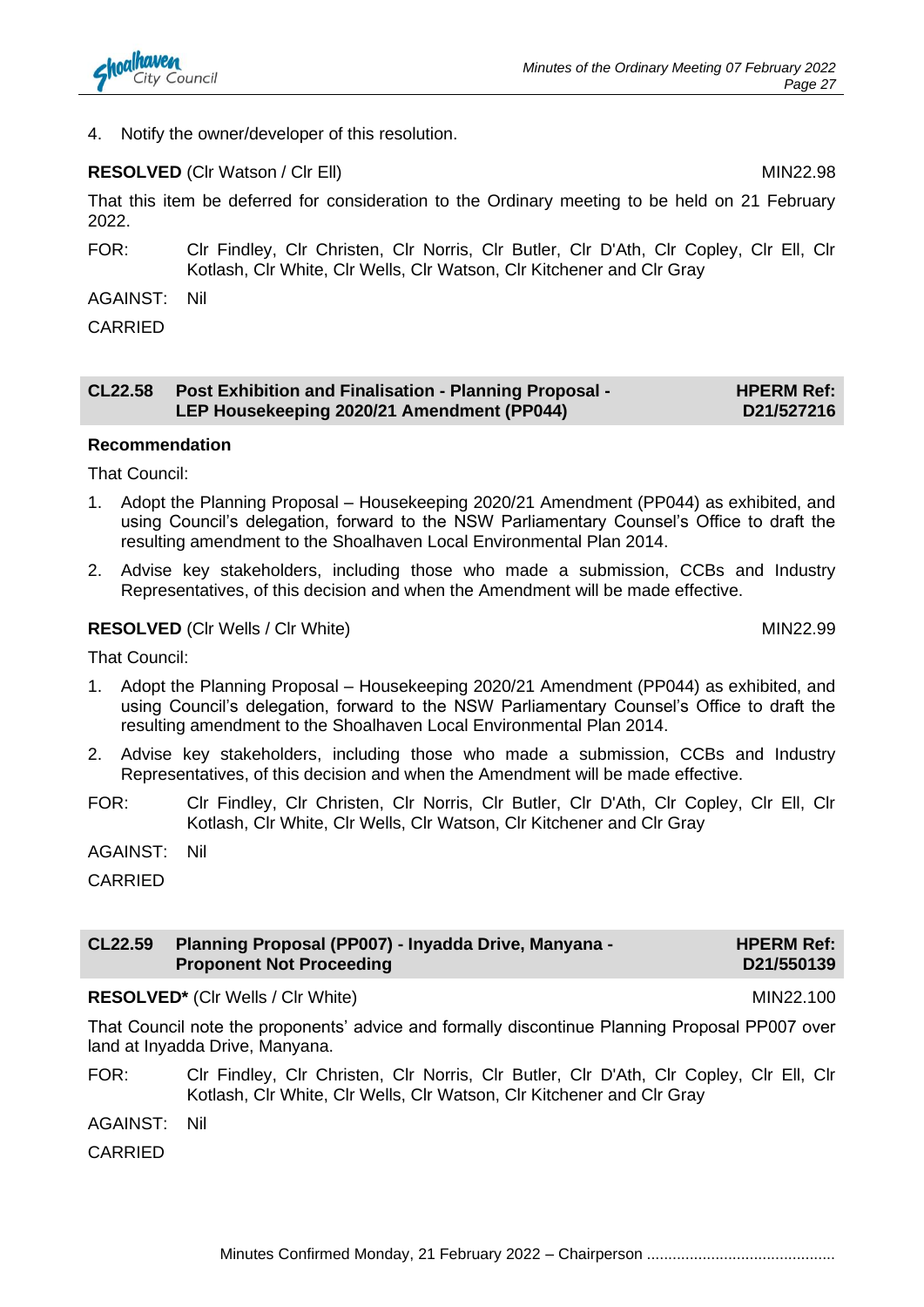4. Notify the owner/developer of this resolution.

**RESOLVED** (Clr Watson / Clr Ell) MIN22.98

That this item be deferred for consideration to the Ordinary meeting to be held on 21 February 2022.

FOR: Clr Findley, Clr Christen, Clr Norris, Clr Butler, Clr D'Ath, Clr Copley, Clr Ell, Clr Kotlash, Clr White, Clr Wells, Clr Watson, Clr Kitchener and Clr Gray

AGAINST: Nil

CARRIED

## CL22.58 Post Exhibition and Finalisation - Planning Proposal - LEP Housekeeping 2020/21 Amendment (PP044) — HPERM Ref: D21/527216

**Recommendation**

That Council:

1. Adopt the Planning Proposal – Housekeeping 2020/21 Amendment (PP044) as exhibited, and using Council's delegation, forward to the NSW Parliamentary Counsel's Office to draft the resulting amendment to the Shoalhaven Local Environmental Plan 2014.
2. Advise key stakeholders, including those who made a submission, CCBs and Industry Representatives, of this decision and when the Amendment will be made effective.

**RESOLVED** (Clr Wells / Clr White) MIN22.99

That Council:

1. Adopt the Planning Proposal – Housekeeping 2020/21 Amendment (PP044) as exhibited, and using Council's delegation, forward to the NSW Parliamentary Counsel's Office to draft the resulting amendment to the Shoalhaven Local Environmental Plan 2014.
2. Advise key stakeholders, including those who made a submission, CCBs and Industry Representatives, of this decision and when the Amendment will be made effective.

FOR: Clr Findley, Clr Christen, Clr Norris, Clr Butler, Clr D'Ath, Clr Copley, Clr Ell, Clr Kotlash, Clr White, Clr Wells, Clr Watson, Clr Kitchener and Clr Gray

AGAINST: Nil

CARRIED

## CL22.59 Planning Proposal (PP007) - Inyadda Drive, Manyana - Proponent Not Proceeding — HPERM Ref: D21/550139

**RESOLVED*** (Clr Wells / Clr White) MIN22.100

That Council note the proponents' advice and formally discontinue Planning Proposal PP007 over land at Inyadda Drive, Manyana.

FOR: Clr Findley, Clr Christen, Clr Norris, Clr Butler, Clr D'Ath, Clr Copley, Clr Ell, Clr Kotlash, Clr White, Clr Wells, Clr Watson, Clr Kitchener and Clr Gray

AGAINST: Nil

CARRIED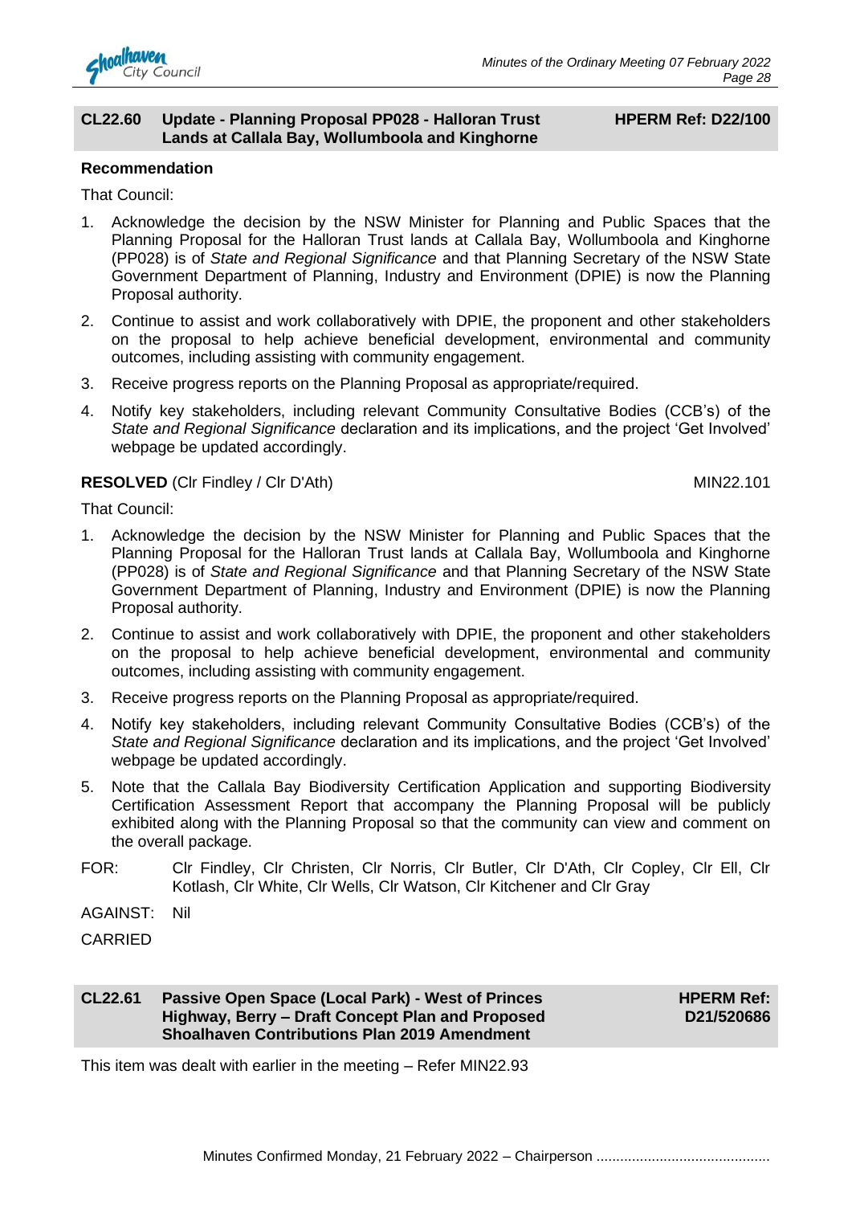## CL22.60 Update - Planning Proposal PP028 - Halloran Trust Lands at Callala Bay, Wollumboola and Kinghorne

**HPERM Ref: D22/100**

**Recommendation**

That Council:

1. Acknowledge the decision by the NSW Minister for Planning and Public Spaces that the Planning Proposal for the Halloran Trust lands at Callala Bay, Wollumboola and Kinghorne (PP028) is of *State and Regional Significance* and that Planning Secretary of the NSW State Government Department of Planning, Industry and Environment (DPIE) is now the Planning Proposal authority.
2. Continue to assist and work collaboratively with DPIE, the proponent and other stakeholders on the proposal to help achieve beneficial development, environmental and community outcomes, including assisting with community engagement.
3. Receive progress reports on the Planning Proposal as appropriate/required.
4. Notify key stakeholders, including relevant Community Consultative Bodies (CCB's) of the *State and Regional Significance* declaration and its implications, and the project 'Get Involved' webpage be updated accordingly.

**RESOLVED** (Clr Findley / Clr D'Ath) MIN22.101

That Council:

1. Acknowledge the decision by the NSW Minister for Planning and Public Spaces that the Planning Proposal for the Halloran Trust lands at Callala Bay, Wollumboola and Kinghorne (PP028) is of *State and Regional Significance* and that Planning Secretary of the NSW State Government Department of Planning, Industry and Environment (DPIE) is now the Planning Proposal authority.
2. Continue to assist and work collaboratively with DPIE, the proponent and other stakeholders on the proposal to help achieve beneficial development, environmental and community outcomes, including assisting with community engagement.
3. Receive progress reports on the Planning Proposal as appropriate/required.
4. Notify key stakeholders, including relevant Community Consultative Bodies (CCB's) of the *State and Regional Significance* declaration and its implications, and the project 'Get Involved' webpage be updated accordingly.
5. Note that the Callala Bay Biodiversity Certification Application and supporting Biodiversity Certification Assessment Report that accompany the Planning Proposal will be publicly exhibited along with the Planning Proposal so that the community can view and comment on the overall package.

FOR: Clr Findley, Clr Christen, Clr Norris, Clr Butler, Clr D'Ath, Clr Copley, Clr Ell, Clr Kotlash, Clr White, Clr Wells, Clr Watson, Clr Kitchener and Clr Gray

AGAINST: Nil

CARRIED

## CL22.61 Passive Open Space (Local Park) - West of Princes Highway, Berry – Draft Concept Plan and Proposed Shoalhaven Contributions Plan 2019 Amendment

**HPERM Ref: D21/520686**

This item was dealt with earlier in the meeting – Refer MIN22.93

Minutes Confirmed Monday, 21 February 2022 – Chairperson ...........................................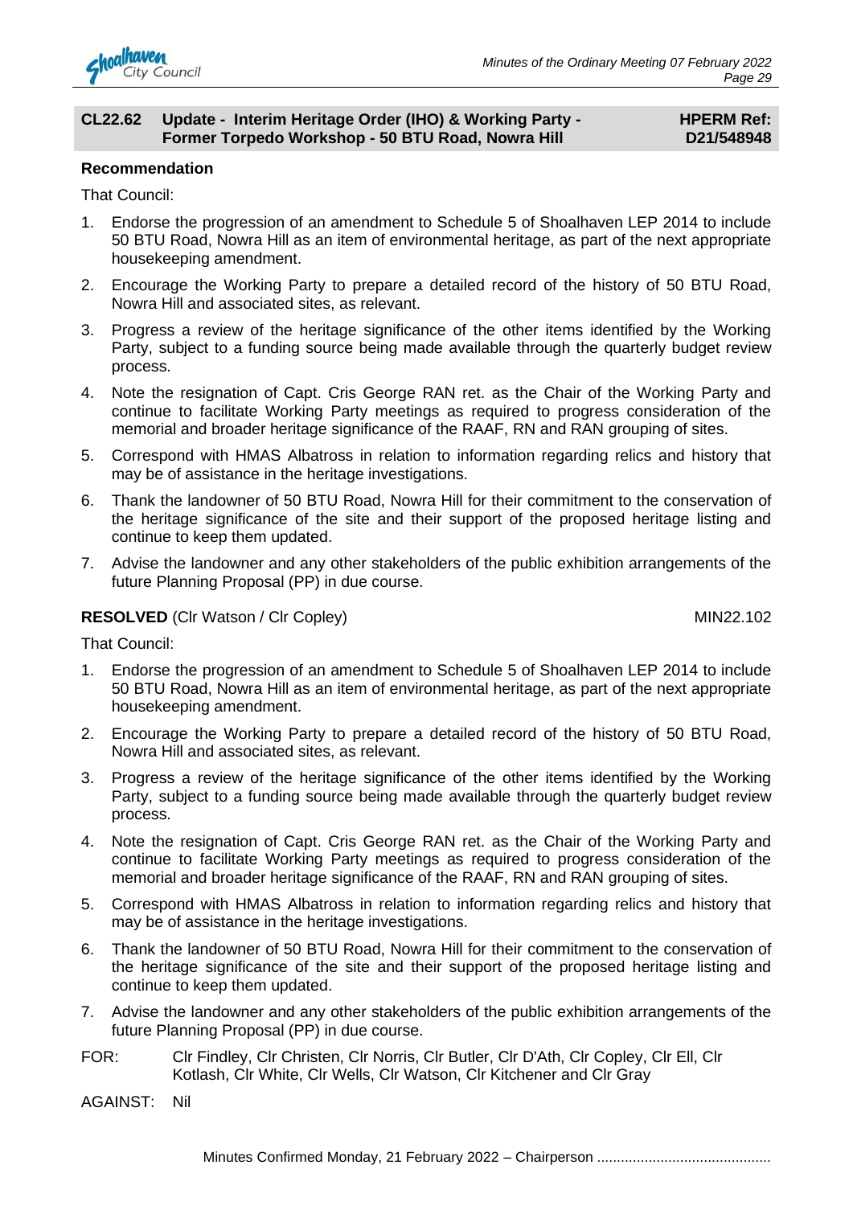## CL22.62 Update - Interim Heritage Order (IHO) & Working Party - Former Torpedo Workshop - 50 BTU Road, Nowra Hill

**HPERM Ref: D21/548948**

**Recommendation**

That Council:

1. Endorse the progression of an amendment to Schedule 5 of Shoalhaven LEP 2014 to include 50 BTU Road, Nowra Hill as an item of environmental heritage, as part of the next appropriate housekeeping amendment.
2. Encourage the Working Party to prepare a detailed record of the history of 50 BTU Road, Nowra Hill and associated sites, as relevant.
3. Progress a review of the heritage significance of the other items identified by the Working Party, subject to a funding source being made available through the quarterly budget review process.
4. Note the resignation of Capt. Cris George RAN ret. as the Chair of the Working Party and continue to facilitate Working Party meetings as required to progress consideration of the memorial and broader heritage significance of the RAAF, RN and RAN grouping of sites.
5. Correspond with HMAS Albatross in relation to information regarding relics and history that may be of assistance in the heritage investigations.
6. Thank the landowner of 50 BTU Road, Nowra Hill for their commitment to the conservation of the heritage significance of the site and their support of the proposed heritage listing and continue to keep them updated.
7. Advise the landowner and any other stakeholders of the public exhibition arrangements of the future Planning Proposal (PP) in due course.

**RESOLVED** (Clr Watson / Clr Copley) MIN22.102

That Council:

1. Endorse the progression of an amendment to Schedule 5 of Shoalhaven LEP 2014 to include 50 BTU Road, Nowra Hill as an item of environmental heritage, as part of the next appropriate housekeeping amendment.
2. Encourage the Working Party to prepare a detailed record of the history of 50 BTU Road, Nowra Hill and associated sites, as relevant.
3. Progress a review of the heritage significance of the other items identified by the Working Party, subject to a funding source being made available through the quarterly budget review process.
4. Note the resignation of Capt. Cris George RAN ret. as the Chair of the Working Party and continue to facilitate Working Party meetings as required to progress consideration of the memorial and broader heritage significance of the RAAF, RN and RAN grouping of sites.
5. Correspond with HMAS Albatross in relation to information regarding relics and history that may be of assistance in the heritage investigations.
6. Thank the landowner of 50 BTU Road, Nowra Hill for their commitment to the conservation of the heritage significance of the site and their support of the proposed heritage listing and continue to keep them updated.
7. Advise the landowner and any other stakeholders of the public exhibition arrangements of the future Planning Proposal (PP) in due course.

FOR: Clr Findley, Clr Christen, Clr Norris, Clr Butler, Clr D'Ath, Clr Copley, Clr Ell, Clr Kotlash, Clr White, Clr Wells, Clr Watson, Clr Kitchener and Clr Gray

AGAINST: Nil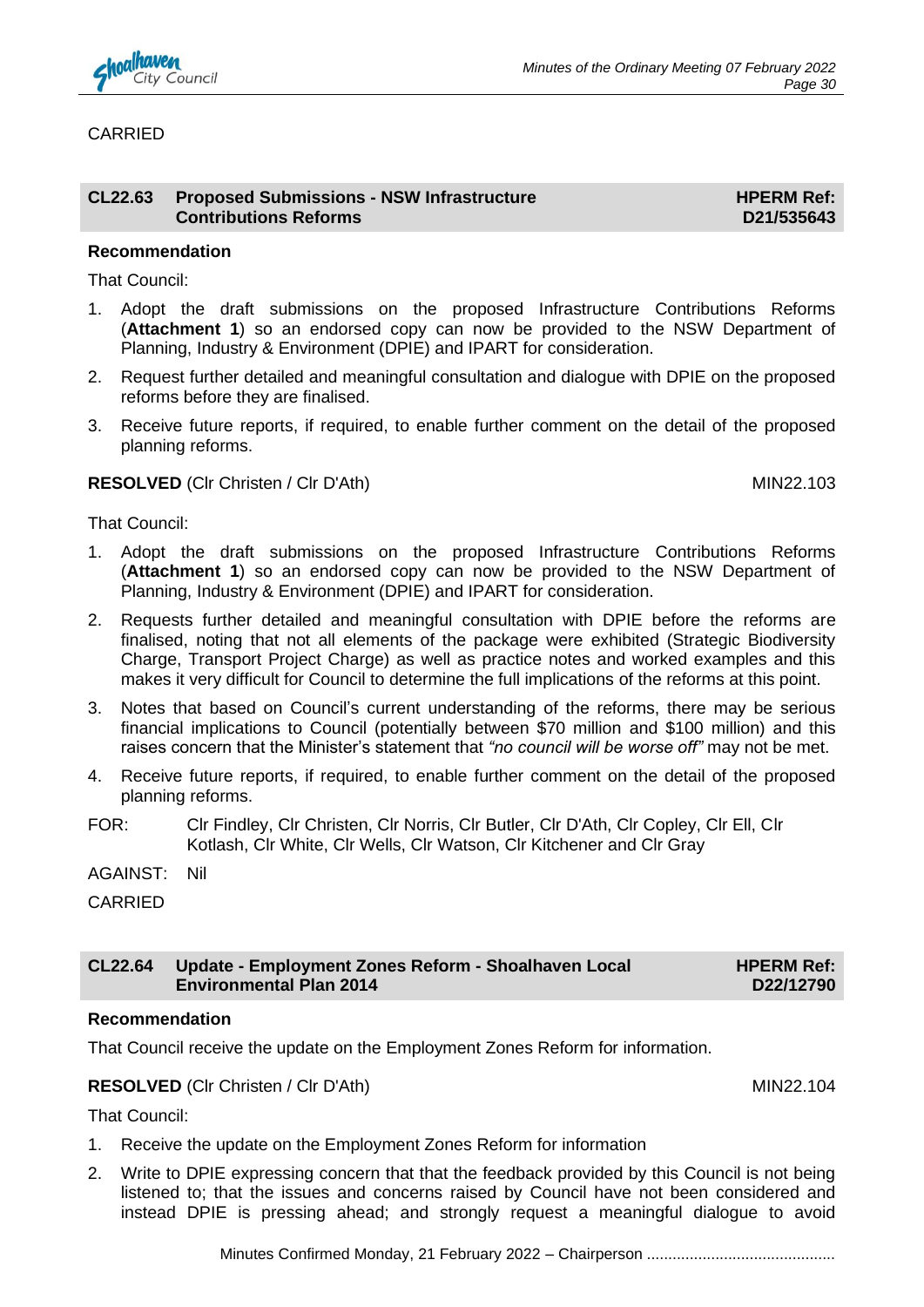CARRIED

## CL22.63 Proposed Submissions - NSW Infrastructure Contributions Reforms

**HPERM Ref: D21/535643**

**Recommendation**

That Council:

1. Adopt the draft submissions on the proposed Infrastructure Contributions Reforms (**Attachment 1**) so an endorsed copy can now be provided to the NSW Department of Planning, Industry & Environment (DPIE) and IPART for consideration.
2. Request further detailed and meaningful consultation and dialogue with DPIE on the proposed reforms before they are finalised.
3. Receive future reports, if required, to enable further comment on the detail of the proposed planning reforms.

**RESOLVED** (Clr Christen / Clr D'Ath) MIN22.103

That Council:

1. Adopt the draft submissions on the proposed Infrastructure Contributions Reforms (**Attachment 1**) so an endorsed copy can now be provided to the NSW Department of Planning, Industry & Environment (DPIE) and IPART for consideration.
2. Requests further detailed and meaningful consultation with DPIE before the reforms are finalised, noting that not all elements of the package were exhibited (Strategic Biodiversity Charge, Transport Project Charge) as well as practice notes and worked examples and this makes it very difficult for Council to determine the full implications of the reforms at this point.
3. Notes that based on Council's current understanding of the reforms, there may be serious financial implications to Council (potentially between $70 million and $100 million) and this raises concern that the Minister's statement that *"no council will be worse off"* may not be met.
4. Receive future reports, if required, to enable further comment on the detail of the proposed planning reforms.

FOR: Clr Findley, Clr Christen, Clr Norris, Clr Butler, Clr D'Ath, Clr Copley, Clr Ell, Clr Kotlash, Clr White, Clr Wells, Clr Watson, Clr Kitchener and Clr Gray

AGAINST: Nil

CARRIED

## CL22.64 Update - Employment Zones Reform - Shoalhaven Local Environmental Plan 2014

**HPERM Ref: D22/12790**

**Recommendation**

That Council receive the update on the Employment Zones Reform for information.

**RESOLVED** (Clr Christen / Clr D'Ath) MIN22.104

That Council:

1. Receive the update on the Employment Zones Reform for information
2. Write to DPIE expressing concern that that the feedback provided by this Council is not being listened to; that the issues and concerns raised by Council have not been considered and instead DPIE is pressing ahead; and strongly request a meaningful dialogue to avoid

Minutes Confirmed Monday, 21 February 2022 – Chairperson ..........................................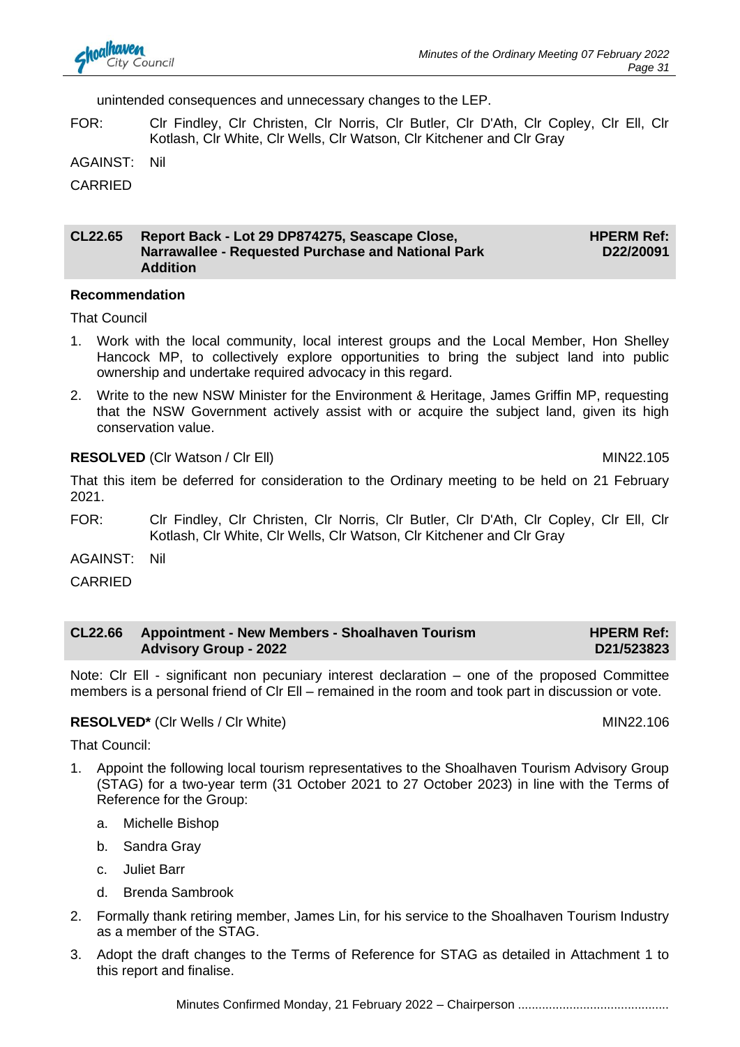unintended consequences and unnecessary changes to the LEP.

FOR: Clr Findley, Clr Christen, Clr Norris, Clr Butler, Clr D'Ath, Clr Copley, Clr Ell, Clr Kotlash, Clr White, Clr Wells, Clr Watson, Clr Kitchener and Clr Gray

AGAINST: Nil

CARRIED

## CL22.65 Report Back - Lot 29 DP874275, Seascape Close, Narrawallee - Requested Purchase and National Park Addition

**HPERM Ref: D22/20091**

**Recommendation**

That Council

1. Work with the local community, local interest groups and the Local Member, Hon Shelley Hancock MP, to collectively explore opportunities to bring the subject land into public ownership and undertake required advocacy in this regard.
2. Write to the new NSW Minister for the Environment & Heritage, James Griffin MP, requesting that the NSW Government actively assist with or acquire the subject land, given its high conservation value.

**RESOLVED** (Clr Watson / Clr Ell) MIN22.105

That this item be deferred for consideration to the Ordinary meeting to be held on 21 February 2021.

FOR: Clr Findley, Clr Christen, Clr Norris, Clr Butler, Clr D'Ath, Clr Copley, Clr Ell, Clr Kotlash, Clr White, Clr Wells, Clr Watson, Clr Kitchener and Clr Gray

AGAINST: Nil

CARRIED

## CL22.66 Appointment - New Members - Shoalhaven Tourism Advisory Group - 2022

**HPERM Ref: D21/523823**

Note: Clr Ell - significant non pecuniary interest declaration – one of the proposed Committee members is a personal friend of Clr Ell – remained in the room and took part in discussion or vote.

**RESOLVED*** (Clr Wells / Clr White) MIN22.106

That Council:

1. Appoint the following local tourism representatives to the Shoalhaven Tourism Advisory Group (STAG) for a two-year term (31 October 2021 to 27 October 2023) in line with the Terms of Reference for the Group:
   a. Michelle Bishop
   b. Sandra Gray
   c. Juliet Barr
   d. Brenda Sambrook
2. Formally thank retiring member, James Lin, for his service to the Shoalhaven Tourism Industry as a member of the STAG.
3. Adopt the draft changes to the Terms of Reference for STAG as detailed in Attachment 1 to this report and finalise.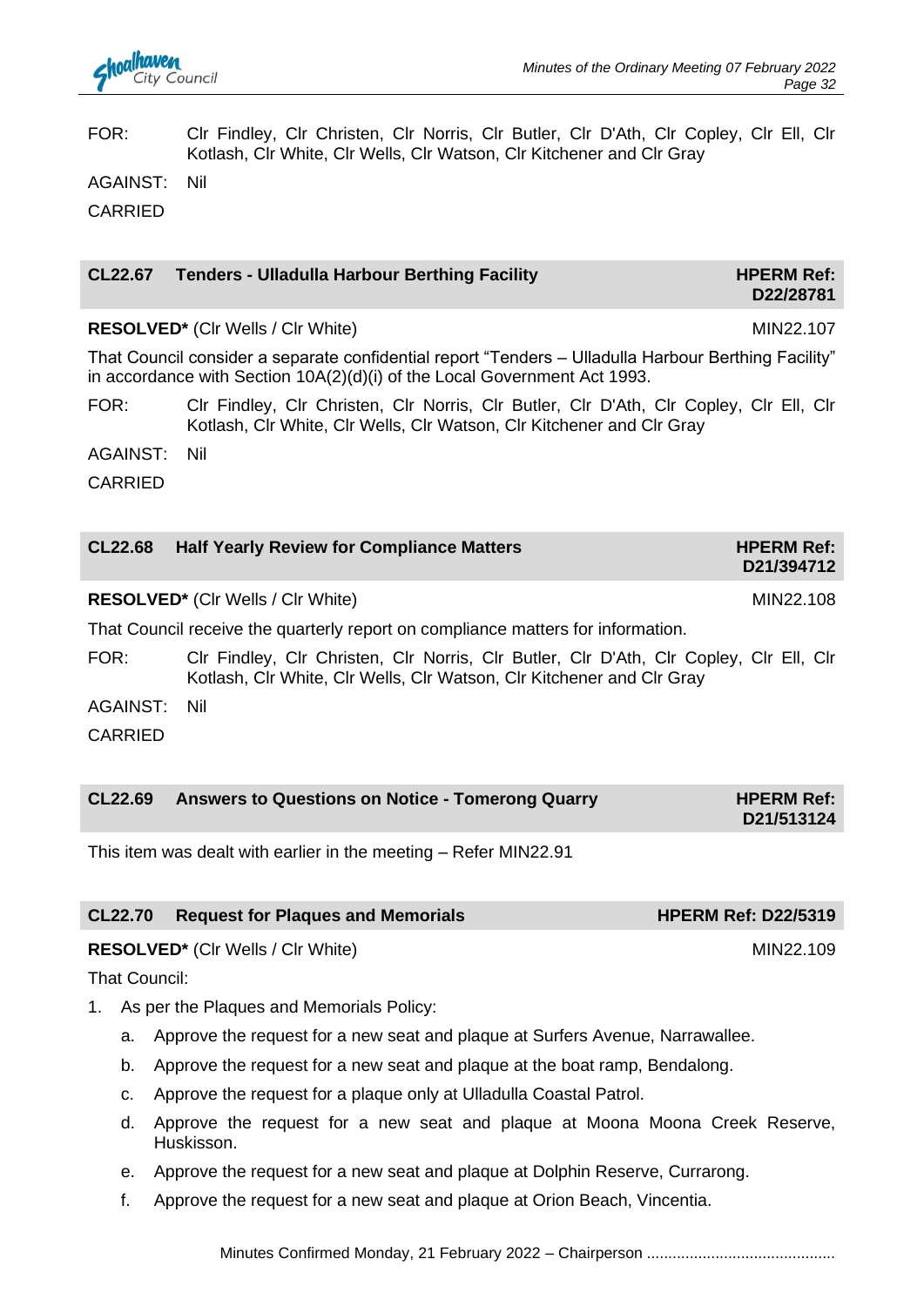FOR: Clr Findley, Clr Christen, Clr Norris, Clr Butler, Clr D'Ath, Clr Copley, Clr Ell, Clr Kotlash, Clr White, Clr Wells, Clr Watson, Clr Kitchener and Clr Gray

AGAINST: Nil

CARRIED

## CL22.67 Tenders - Ulladulla Harbour Berthing Facility — HPERM Ref: D22/28781

**RESOLVED*** (Clr Wells / Clr White) MIN22.107

That Council consider a separate confidential report "Tenders – Ulladulla Harbour Berthing Facility" in accordance with Section 10A(2)(d)(i) of the Local Government Act 1993.

FOR: Clr Findley, Clr Christen, Clr Norris, Clr Butler, Clr D'Ath, Clr Copley, Clr Ell, Clr Kotlash, Clr White, Clr Wells, Clr Watson, Clr Kitchener and Clr Gray

AGAINST: Nil

CARRIED

## CL22.68 Half Yearly Review for Compliance Matters — HPERM Ref: D21/394712

**RESOLVED*** (Clr Wells / Clr White) MIN22.108

That Council receive the quarterly report on compliance matters for information.

FOR: Clr Findley, Clr Christen, Clr Norris, Clr Butler, Clr D'Ath, Clr Copley, Clr Ell, Clr Kotlash, Clr White, Clr Wells, Clr Watson, Clr Kitchener and Clr Gray

AGAINST: Nil

CARRIED

## CL22.69 Answers to Questions on Notice - Tomerong Quarry — HPERM Ref: D21/513124

This item was dealt with earlier in the meeting – Refer MIN22.91

## CL22.70 Request for Plaques and Memorials — HPERM Ref: D22/5319

**RESOLVED*** (Clr Wells / Clr White) MIN22.109

That Council:

1. As per the Plaques and Memorials Policy:
   a. Approve the request for a new seat and plaque at Surfers Avenue, Narrawallee.
   b. Approve the request for a new seat and plaque at the boat ramp, Bendalong.
   c. Approve the request for a plaque only at Ulladulla Coastal Patrol.
   d. Approve the request for a new seat and plaque at Moona Moona Creek Reserve, Huskisson.
   e. Approve the request for a new seat and plaque at Dolphin Reserve, Currarong.
   f. Approve the request for a new seat and plaque at Orion Beach, Vincentia.

Minutes Confirmed Monday, 21 February 2022 – Chairperson ...........................................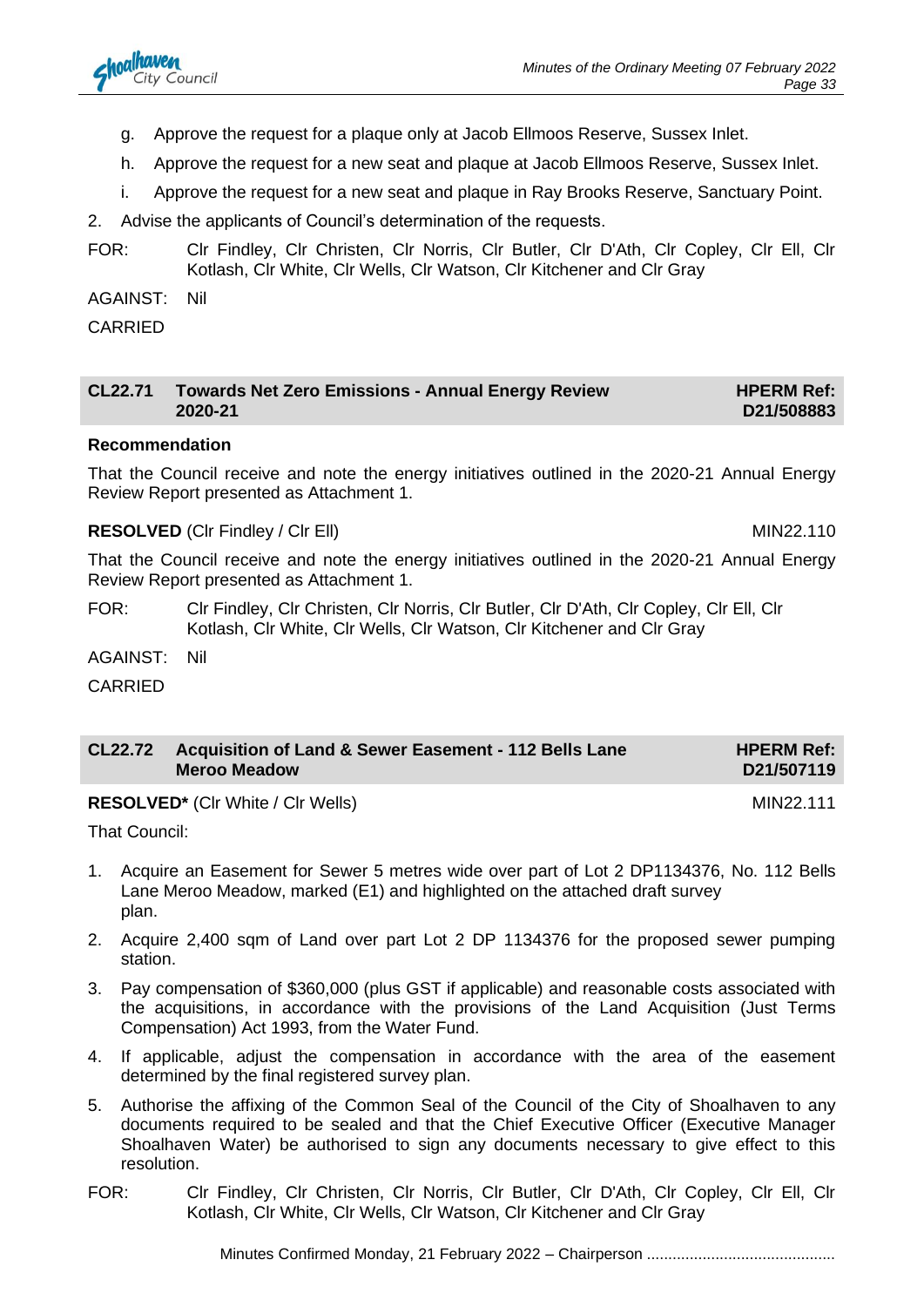g. Approve the request for a plaque only at Jacob Ellmoos Reserve, Sussex Inlet.

h. Approve the request for a new seat and plaque at Jacob Ellmoos Reserve, Sussex Inlet.

i. Approve the request for a new seat and plaque in Ray Brooks Reserve, Sanctuary Point.

2. Advise the applicants of Council's determination of the requests.

FOR: Clr Findley, Clr Christen, Clr Norris, Clr Butler, Clr D'Ath, Clr Copley, Clr Ell, Clr Kotlash, Clr White, Clr Wells, Clr Watson, Clr Kitchener and Clr Gray

AGAINST: Nil

CARRIED

## CL22.71 Towards Net Zero Emissions - Annual Energy Review 2020-21 — HPERM Ref: D21/508883

**Recommendation**

That the Council receive and note the energy initiatives outlined in the 2020-21 Annual Energy Review Report presented as Attachment 1.

**RESOLVED** (Clr Findley / Clr Ell) MIN22.110

That the Council receive and note the energy initiatives outlined in the 2020-21 Annual Energy Review Report presented as Attachment 1.

FOR: Clr Findley, Clr Christen, Clr Norris, Clr Butler, Clr D'Ath, Clr Copley, Clr Ell, Clr Kotlash, Clr White, Clr Wells, Clr Watson, Clr Kitchener and Clr Gray

AGAINST: Nil

CARRIED

## CL22.72 Acquisition of Land & Sewer Easement - 112 Bells Lane Meroo Meadow — HPERM Ref: D21/507119

**RESOLVED*** (Clr White / Clr Wells) MIN22.111

That Council:

1. Acquire an Easement for Sewer 5 metres wide over part of Lot 2 DP1134376, No. 112 Bells Lane Meroo Meadow, marked (E1) and highlighted on the attached draft survey plan.
2. Acquire 2,400 sqm of Land over part Lot 2 DP 1134376 for the proposed sewer pumping station.
3. Pay compensation of $360,000 (plus GST if applicable) and reasonable costs associated with the acquisitions, in accordance with the provisions of the Land Acquisition (Just Terms Compensation) Act 1993, from the Water Fund.
4. If applicable, adjust the compensation in accordance with the area of the easement determined by the final registered survey plan.
5. Authorise the affixing of the Common Seal of the Council of the City of Shoalhaven to any documents required to be sealed and that the Chief Executive Officer (Executive Manager Shoalhaven Water) be authorised to sign any documents necessary to give effect to this resolution.

FOR: Clr Findley, Clr Christen, Clr Norris, Clr Butler, Clr D'Ath, Clr Copley, Clr Ell, Clr Kotlash, Clr White, Clr Wells, Clr Watson, Clr Kitchener and Clr Gray

Minutes Confirmed Monday, 21 February 2022 – Chairperson ..........................................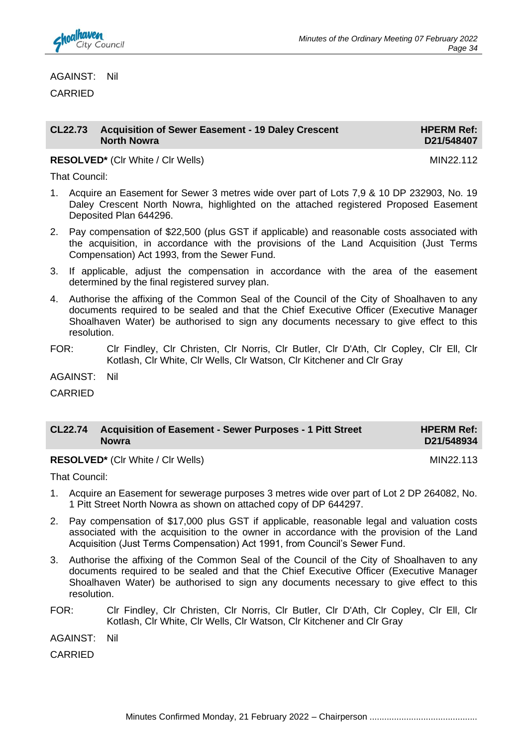AGAINST: Nil

CARRIED

## CL22.73 Acquisition of Sewer Easement - 19 Daley Crescent North Nowra

**HPERM Ref: D21/548407**

**RESOLVED*** (Clr White / Clr Wells) MIN22.112

That Council:

1. Acquire an Easement for Sewer 3 metres wide over part of Lots 7,9 & 10 DP 232903, No. 19 Daley Crescent North Nowra, highlighted on the attached registered Proposed Easement Deposited Plan 644296.
2. Pay compensation of $22,500 (plus GST if applicable) and reasonable costs associated with the acquisition, in accordance with the provisions of the Land Acquisition (Just Terms Compensation) Act 1993, from the Sewer Fund.
3. If applicable, adjust the compensation in accordance with the area of the easement determined by the final registered survey plan.
4. Authorise the affixing of the Common Seal of the Council of the City of Shoalhaven to any documents required to be sealed and that the Chief Executive Officer (Executive Manager Shoalhaven Water) be authorised to sign any documents necessary to give effect to this resolution.

FOR: Clr Findley, Clr Christen, Clr Norris, Clr Butler, Clr D'Ath, Clr Copley, Clr Ell, Clr Kotlash, Clr White, Clr Wells, Clr Watson, Clr Kitchener and Clr Gray

AGAINST: Nil

CARRIED

## CL22.74 Acquisition of Easement - Sewer Purposes - 1 Pitt Street Nowra

**HPERM Ref: D21/548934**

**RESOLVED*** (Clr White / Clr Wells) MIN22.113

That Council:

1. Acquire an Easement for sewerage purposes 3 metres wide over part of Lot 2 DP 264082, No. 1 Pitt Street North Nowra as shown on attached copy of DP 644297.
2. Pay compensation of $17,000 plus GST if applicable, reasonable legal and valuation costs associated with the acquisition to the owner in accordance with the provision of the Land Acquisition (Just Terms Compensation) Act 1991, from Council's Sewer Fund.
3. Authorise the affixing of the Common Seal of the Council of the City of Shoalhaven to any documents required to be sealed and that the Chief Executive Officer (Executive Manager Shoalhaven Water) be authorised to sign any documents necessary to give effect to this resolution.

FOR: Clr Findley, Clr Christen, Clr Norris, Clr Butler, Clr D'Ath, Clr Copley, Clr Ell, Clr Kotlash, Clr White, Clr Wells, Clr Watson, Clr Kitchener and Clr Gray

AGAINST: Nil

CARRIED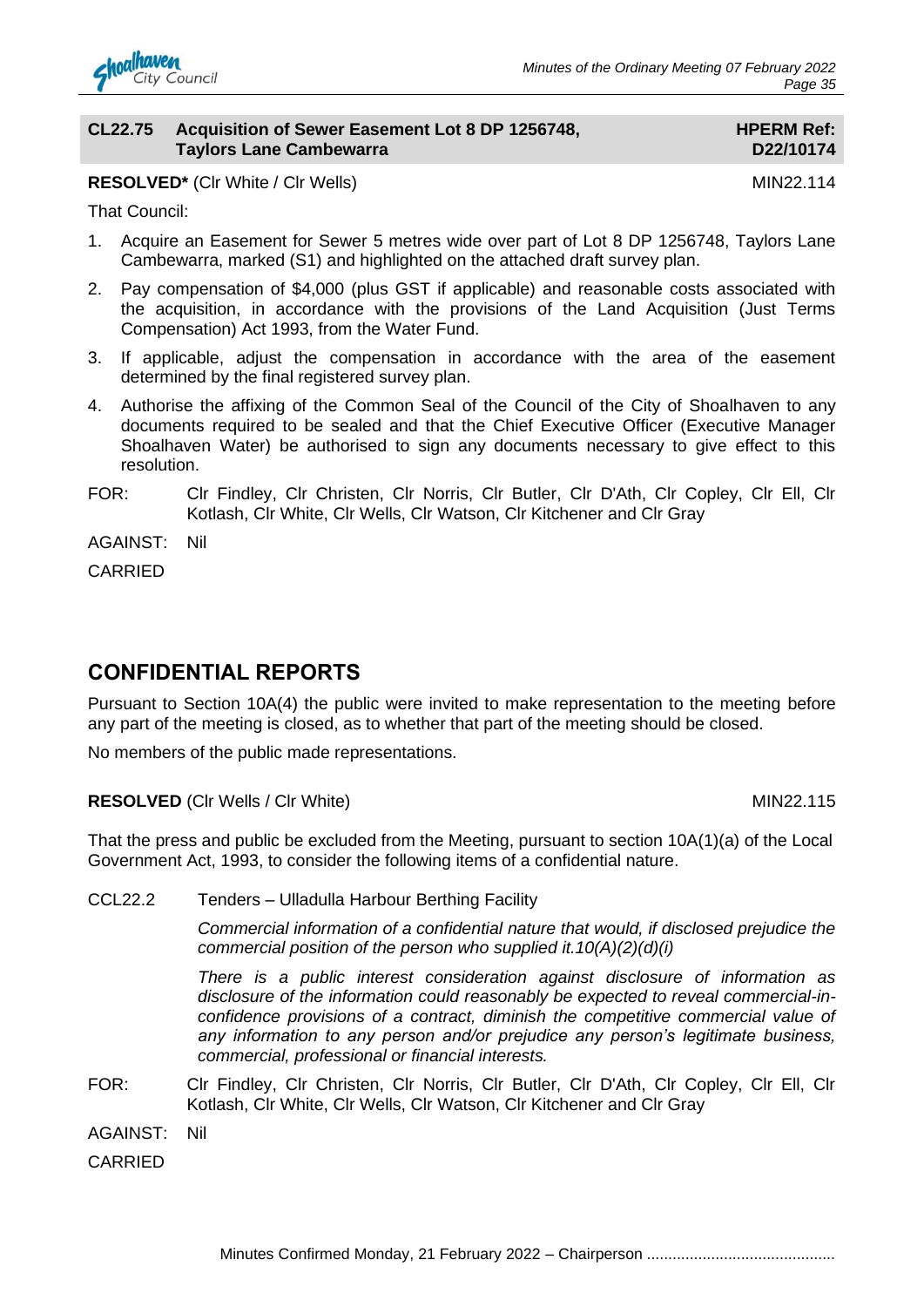**CL22.75 Acquisition of Sewer Easement Lot 8 DP 1256748, Taylors Lane Cambewarra** — **HPERM Ref: D22/10174**

**RESOLVED*** (Clr White / Clr Wells) MIN22.114

That Council:

1. Acquire an Easement for Sewer 5 metres wide over part of Lot 8 DP 1256748, Taylors Lane Cambewarra, marked (S1) and highlighted on the attached draft survey plan.
2. Pay compensation of $4,000 (plus GST if applicable) and reasonable costs associated with the acquisition, in accordance with the provisions of the Land Acquisition (Just Terms Compensation) Act 1993, from the Water Fund.
3. If applicable, adjust the compensation in accordance with the area of the easement determined by the final registered survey plan.
4. Authorise the affixing of the Common Seal of the Council of the City of Shoalhaven to any documents required to be sealed and that the Chief Executive Officer (Executive Manager Shoalhaven Water) be authorised to sign any documents necessary to give effect to this resolution.

FOR: Clr Findley, Clr Christen, Clr Norris, Clr Butler, Clr D'Ath, Clr Copley, Clr Ell, Clr Kotlash, Clr White, Clr Wells, Clr Watson, Clr Kitchener and Clr Gray

AGAINST: Nil

CARRIED

# CONFIDENTIAL REPORTS

Pursuant to Section 10A(4) the public were invited to make representation to the meeting before any part of the meeting is closed, as to whether that part of the meeting should be closed.

No members of the public made representations.

**RESOLVED** (Clr Wells / Clr White) MIN22.115

That the press and public be excluded from the Meeting, pursuant to section 10A(1)(a) of the Local Government Act, 1993, to consider the following items of a confidential nature.

CCL22.2 Tenders – Ulladulla Harbour Berthing Facility

*Commercial information of a confidential nature that would, if disclosed prejudice the commercial position of the person who supplied it.10(A)(2)(d)(i)*

*There is a public interest consideration against disclosure of information as disclosure of the information could reasonably be expected to reveal commercial-in-confidence provisions of a contract, diminish the competitive commercial value of any information to any person and/or prejudice any person's legitimate business, commercial, professional or financial interests.*

FOR: Clr Findley, Clr Christen, Clr Norris, Clr Butler, Clr D'Ath, Clr Copley, Clr Ell, Clr Kotlash, Clr White, Clr Wells, Clr Watson, Clr Kitchener and Clr Gray

AGAINST: Nil

CARRIED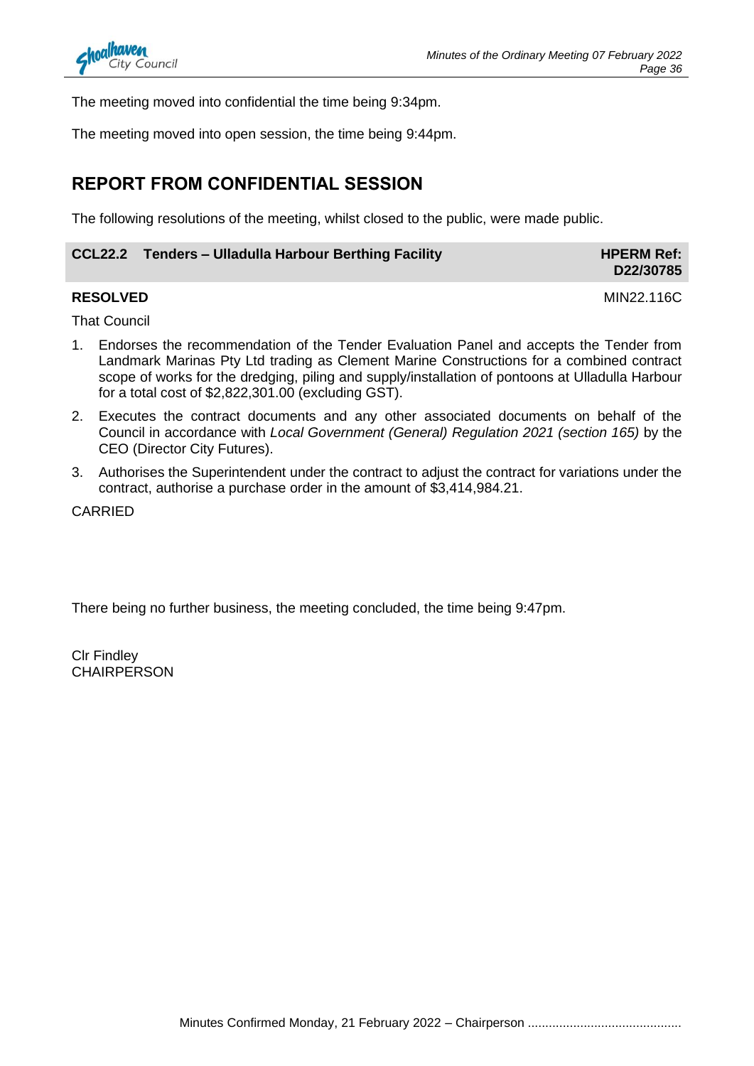The meeting moved into confidential the time being 9:34pm.

The meeting moved into open session, the time being 9:44pm.

## REPORT FROM CONFIDENTIAL SESSION

The following resolutions of the meeting, whilst closed to the public, were made public.

**CCL22.2 Tenders – Ulladulla Harbour Berthing Facility** **HPERM Ref: D22/30785**

**RESOLVED** MIN22.116C

That Council

1. Endorses the recommendation of the Tender Evaluation Panel and accepts the Tender from Landmark Marinas Pty Ltd trading as Clement Marine Constructions for a combined contract scope of works for the dredging, piling and supply/installation of pontoons at Ulladulla Harbour for a total cost of $2,822,301.00 (excluding GST).
2. Executes the contract documents and any other associated documents on behalf of the Council in accordance with *Local Government (General) Regulation 2021 (section 165)* by the CEO (Director City Futures).
3. Authorises the Superintendent under the contract to adjust the contract for variations under the contract, authorise a purchase order in the amount of $3,414,984.21.

CARRIED

There being no further business, the meeting concluded, the time being 9:47pm.

Clr Findley
CHAIRPERSON

Minutes Confirmed Monday, 21 February 2022 – Chairperson ..........................................